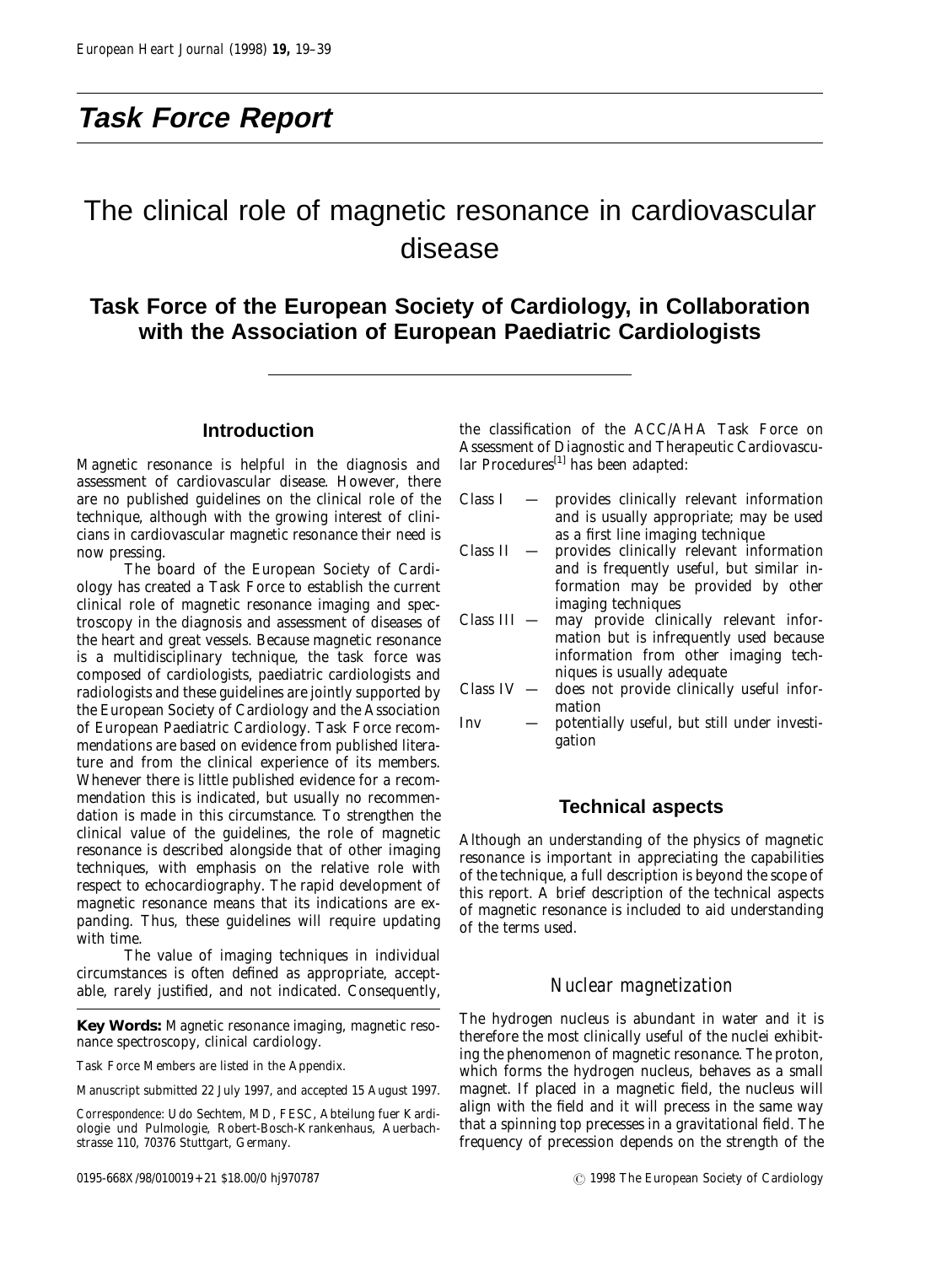## Task Force Report

# The clinical role of magnetic resonance in cardiovascular disease

### Task Force of the European Society of Cardiology, in Collaboration with the Association of European Paediatric Cardiologists

## Introduction

Magnetic resonance is helpful in the diagnosis and assessment of cardiovascular disease. However, there are no published guidelines on the clinical role of the technique, although with the growing interest of clinicians in cardiovascular magnetic resonance their need is now pressing.

The board of the European Society of Cardiology has created a Task Force to establish the current clinical role of magnetic resonance imaging and spectroscopy in the diagnosis and assessment of diseases of the heart and great vessels. Because magnetic resonance is a multidisciplinary technique, the task force was composed of cardiologists, paediatric cardiologists and radiologists and these guidelines are jointly supported by the European Society of Cardiology and the Association of European Paediatric Cardiology. Task Force recommendations are based on evidence from published literature and from the clinical experience of its members. Whenever there is little published evidence for a recommendation this is indicated, but usually no recommendation is made in this circumstance. To strengthen the clinical value of the guidelines, the role of magnetic resonance is described alongside that of other imaging techniques, with emphasis on the relative role with respect to echocardiography. The rapid development of magnetic resonance means that its indications are expanding. Thus, these guidelines will require updating with time.

The value of imaging techniques in individual circumstances is often defined as appropriate, acceptable, rarely justified, and not indicated. Consequently, the classification of the ACC/AHA Task Force on Assessment of Diagnostic and Therapeutic Cardiovascular Procedures[1] has been adapted:

- Class I — provides clinically relevant information and is usually appropriate; may be used as a first line imaging technique
- Class II — provides clinically relevant information and is frequently useful, but similar information may be provided by other imaging techniques
- Class III — may provide clinically relevant information but is infrequently used because information from other imaging techniques is usually adequate
- Class IV — does not provide clinically useful information
- Inv — potentially useful, but still under investigation

**Key Words:** Magnetic resonance imaging, magnetic resonance spectroscopy, clinical cardiology.

Task Force Members are listed in the Appendix.

Manuscript submitted 22 July 1997, and accepted 15 August 1997.

Correspondence: Udo Sechtem, MD, FESC, Abteilung fuer Kardiologie und Pulmologie, Robert-Bosch-Krankenhaus, Auerbachstrasse 110, 70376 Stuttgart, Germany.

## Technical aspects

Although an understanding of the physics of magnetic resonance is important in appreciating the capabilities of the technique, a full description is beyond the scope of this report. A brief description of the technical aspects of magnetic resonance is included to aid understanding of the terms used.

### Nuclear magnetization

The hydrogen nucleus is abundant in water and it is therefore the most clinically useful of the nuclei exhibiting the phenomenon of magnetic resonance. The proton, which forms the hydrogen nucleus, behaves as a small magnet. If placed in a magnetic field, the nucleus will align with the field and it will precess in the same way that a spinning top precesses in a gravitational field. The frequency of precession depends on the strength of the

0195-668X/98/010019+21 $18.00/0 hj970787 © 1998 The European Society of Cardiology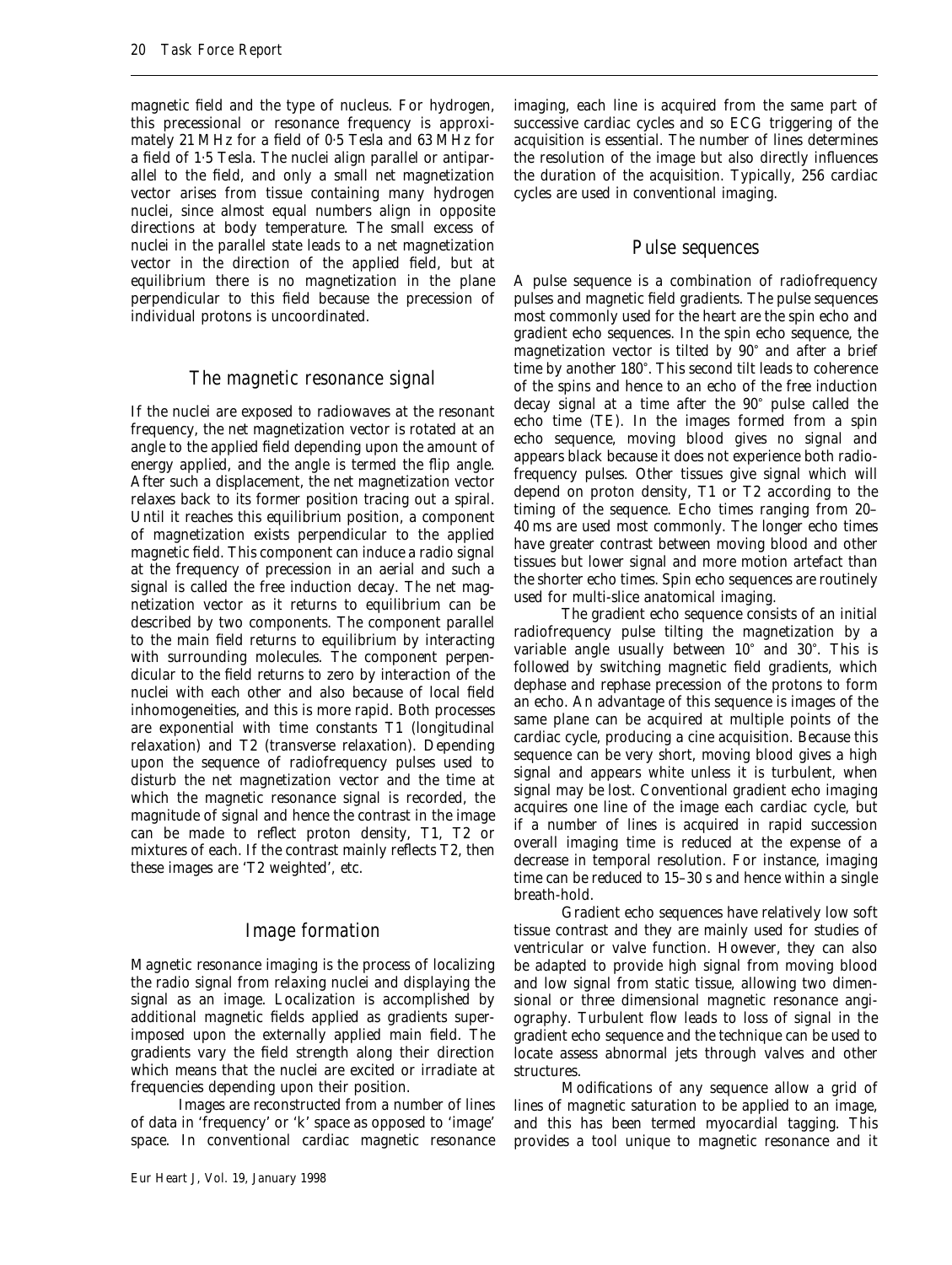magnetic field and the type of nucleus. For hydrogen, this precessional or resonance frequency is approximately 21 MHz for a field of 0·5 Tesla and 63 MHz for a field of 1·5 Tesla. The nuclei align parallel or antiparallel to the field, and only a small net magnetization vector arises from tissue containing many hydrogen nuclei, since almost equal numbers align in opposite directions at body temperature. The small excess of nuclei in the parallel state leads to a net magnetization vector in the direction of the applied field, but at equilibrium there is no magnetization in the plane perpendicular to this field because the precession of individual protons is uncoordinated.

## The magnetic resonance signal

If the nuclei are exposed to radiowaves at the resonant frequency, the net magnetization vector is rotated at an angle to the applied field depending upon the amount of energy applied, and the angle is termed the flip angle. After such a displacement, the net magnetization vector relaxes back to its former position tracing out a spiral. Until it reaches this equilibrium position, a component of magnetization exists perpendicular to the applied magnetic field. This component can induce a radio signal at the frequency of precession in an aerial and such a signal is called the free induction decay. The net magnetization vector as it returns to equilibrium can be described by two components. The component parallel to the main field returns to equilibrium by interacting with surrounding molecules. The component perpendicular to the field returns to zero by interaction of the nuclei with each other and also because of local field inhomogeneities, and this is more rapid. Both processes are exponential with time constants T1 (longitudinal relaxation) and T2 (transverse relaxation). Depending upon the sequence of radiofrequency pulses used to disturb the net magnetization vector and the time at which the magnetic resonance signal is recorded, the magnitude of signal and hence the contrast in the image can be made to reflect proton density, T1, T2 or mixtures of each. If the contrast mainly reflects T2, then these images are 'T2 weighted', etc.

## Image formation

Magnetic resonance imaging is the process of localizing the radio signal from relaxing nuclei and displaying the signal as an image. Localization is accomplished by additional magnetic fields applied as gradients superimposed upon the externally applied main field. The gradients vary the field strength along their direction which means that the nuclei are excited or irradiate at frequencies depending upon their position.

Images are reconstructed from a number of lines of data in 'frequency' or 'k' space as opposed to 'image' space. In conventional cardiac magnetic resonance imaging, each line is acquired from the same part of successive cardiac cycles and so ECG triggering of the acquisition is essential. The number of lines determines the resolution of the image but also directly influences the duration of the acquisition. Typically, 256 cardiac cycles are used in conventional imaging.

## Pulse sequences

A pulse sequence is a combination of radiofrequency pulses and magnetic field gradients. The pulse sequences most commonly used for the heart are the spin echo and gradient echo sequences. In the spin echo sequence, the magnetization vector is tilted by 90° and after a brief time by another 180°. This second tilt leads to coherence of the spins and hence to an echo of the free induction decay signal at a time after the 90° pulse called the echo time (TE). In the images formed from a spin echo sequence, moving blood gives no signal and appears black because it does not experience both radiofrequency pulses. Other tissues give signal which will depend on proton density, T1 or T2 according to the timing of the sequence. Echo times ranging from 20–40 ms are used most commonly. The longer echo times have greater contrast between moving blood and other tissues but lower signal and more motion artefact than the shorter echo times. Spin echo sequences are routinely used for multi-slice anatomical imaging.

The gradient echo sequence consists of an initial radiofrequency pulse tilting the magnetization by a variable angle usually between 10° and 30°. This is followed by switching magnetic field gradients, which dephase and rephase precession of the protons to form an echo. An advantage of this sequence is images of the same plane can be acquired at multiple points of the cardiac cycle, producing a cine acquisition. Because this sequence can be very short, moving blood gives a high signal and appears white unless it is turbulent, when signal may be lost. Conventional gradient echo imaging acquires one line of the image each cardiac cycle, but if a number of lines is acquired in rapid succession overall imaging time is reduced at the expense of a decrease in temporal resolution. For instance, imaging time can be reduced to 15–30 s and hence within a single breath-hold.

Gradient echo sequences have relatively low soft tissue contrast and they are mainly used for studies of ventricular or valve function. However, they can also be adapted to provide high signal from moving blood and low signal from static tissue, allowing two dimensional or three dimensional magnetic resonance angiography. Turbulent flow leads to loss of signal in the gradient echo sequence and the technique can be used to locate assess abnormal jets through valves and other structures.

Modifications of any sequence allow a grid of lines of magnetic saturation to be applied to an image, and this has been termed myocardial tagging. This provides a tool unique to magnetic resonance and it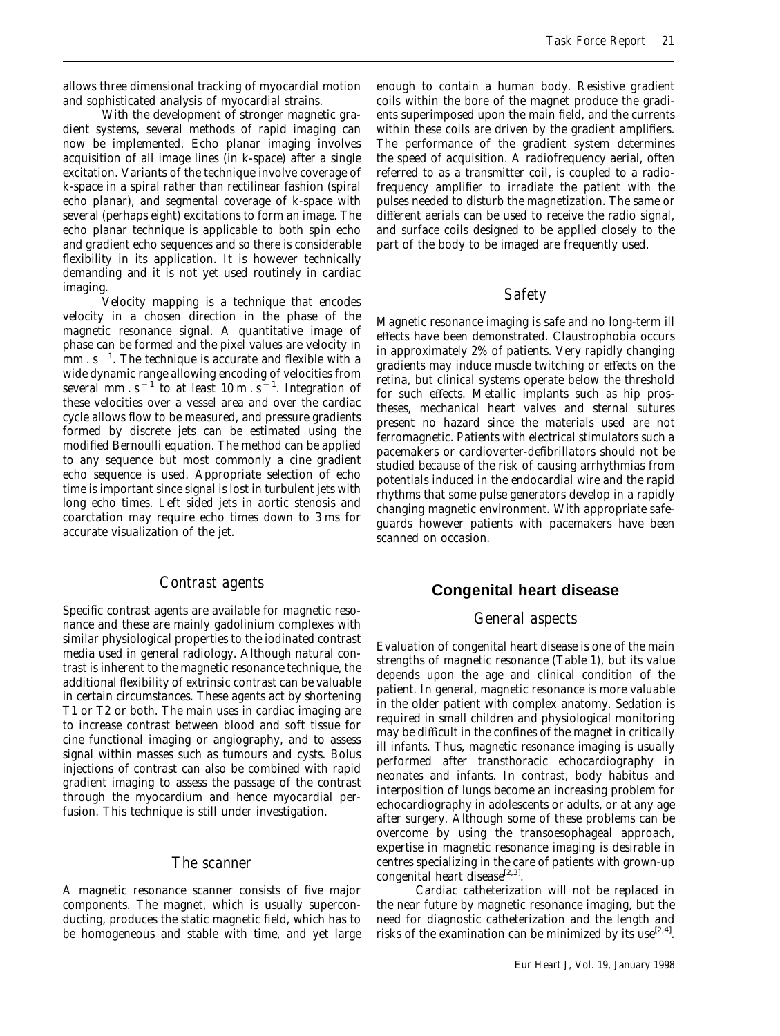allows three dimensional tracking of myocardial motion and sophisticated analysis of myocardial strains.

With the development of stronger magnetic gradient systems, several methods of rapid imaging can now be implemented. Echo planar imaging involves acquisition of all image lines (in k-space) after a single excitation. Variants of the technique involve coverage of k-space in a spiral rather than rectilinear fashion (spiral echo planar), and segmental coverage of k-space with several (perhaps eight) excitations to form an image. The echo planar technique is applicable to both spin echo and gradient echo sequences and so there is considerable flexibility in its application. It is however technically demanding and it is not yet used routinely in cardiac imaging.

Velocity mapping is a technique that encodes velocity in a chosen direction in the phase of the magnetic resonance signal. A quantitative image of phase can be formed and the pixel values are velocity in $mm . s^{-1}$. The technique is accurate and flexible with a wide dynamic range allowing encoding of velocities from several $mm . s^{-1}$ to at least $10 m . s^{-1}$. Integration of these velocities over a vessel area and over the cardiac cycle allows flow to be measured, and pressure gradients formed by discrete jets can be estimated using the modified Bernoulli equation. The method can be applied to any sequence but most commonly a cine gradient echo sequence is used. Appropriate selection of echo time is important since signal is lost in turbulent jets with long echo times. Left sided jets in aortic stenosis and coarctation may require echo times down to 3 ms for accurate visualization of the jet.

### *Contrast agents*

Specific contrast agents are available for magnetic resonance and these are mainly gadolinium complexes with similar physiological properties to the iodinated contrast media used in general radiology. Although natural contrast is inherent to the magnetic resonance technique, the additional flexibility of extrinsic contrast can be valuable in certain circumstances. These agents act by shortening T1 or T2 or both. The main uses in cardiac imaging are to increase contrast between blood and soft tissue for cine functional imaging or angiography, and to assess signal within masses such as tumours and cysts. Bolus injections of contrast can also be combined with rapid gradient imaging to assess the passage of the contrast through the myocardium and hence myocardial perfusion. This technique is still under investigation.

### *The scanner*

A magnetic resonance scanner consists of five major components. The magnet, which is usually superconducting, produces the static magnetic field, which has to be homogeneous and stable with time, and yet large enough to contain a human body. Resistive gradient coils within the bore of the magnet produce the gradients superimposed upon the main field, and the currents within these coils are driven by the gradient amplifiers. The performance of the gradient system determines the speed of acquisition. A radiofrequency aerial, often referred to as a transmitter coil, is coupled to a radiofrequency amplifier to irradiate the patient with the pulses needed to disturb the magnetization. The same or different aerials can be used to receive the radio signal, and surface coils designed to be applied closely to the part of the body to be imaged are frequently used.

### *Safety*

Magnetic resonance imaging is safe and no long-term ill effects have been demonstrated. Claustrophobia occurs in approximately 2% of patients. Very rapidly changing gradients may induce muscle twitching or effects on the retina, but clinical systems operate below the threshold for such effects. Metallic implants such as hip prostheses, mechanical heart valves and sternal sutures present no hazard since the materials used are not ferromagnetic. Patients with electrical stimulators such a pacemakers or cardioverter-defibrillators should not be studied because of the risk of causing arrhythmias from potentials induced in the endocardial wire and the rapid rhythms that some pulse generators develop in a rapidly changing magnetic environment. With appropriate safeguards however patients with pacemakers have been scanned on occasion.

## Congenital heart disease

### *General aspects*

Evaluation of congenital heart disease is one of the main strengths of magnetic resonance (Table 1), but its value depends upon the age and clinical condition of the patient. In general, magnetic resonance is more valuable in the older patient with complex anatomy. Sedation is required in small children and physiological monitoring may be difficult in the confines of the magnet in critically ill infants. Thus, magnetic resonance imaging is usually performed after transthoracic echocardiography in neonates and infants. In contrast, body habitus and interposition of lungs become an increasing problem for echocardiography in adolescents or adults, or at any age after surgery. Although some of these problems can be overcome by using the transoesophageal approach, expertise in magnetic resonance imaging is desirable in centres specializing in the care of patients with grown-up congenital heart disease[2,3].

Cardiac catheterization will not be replaced in the near future by magnetic resonance imaging, but the need for diagnostic catheterization and the length and risks of the examination can be minimized by its use[2,4].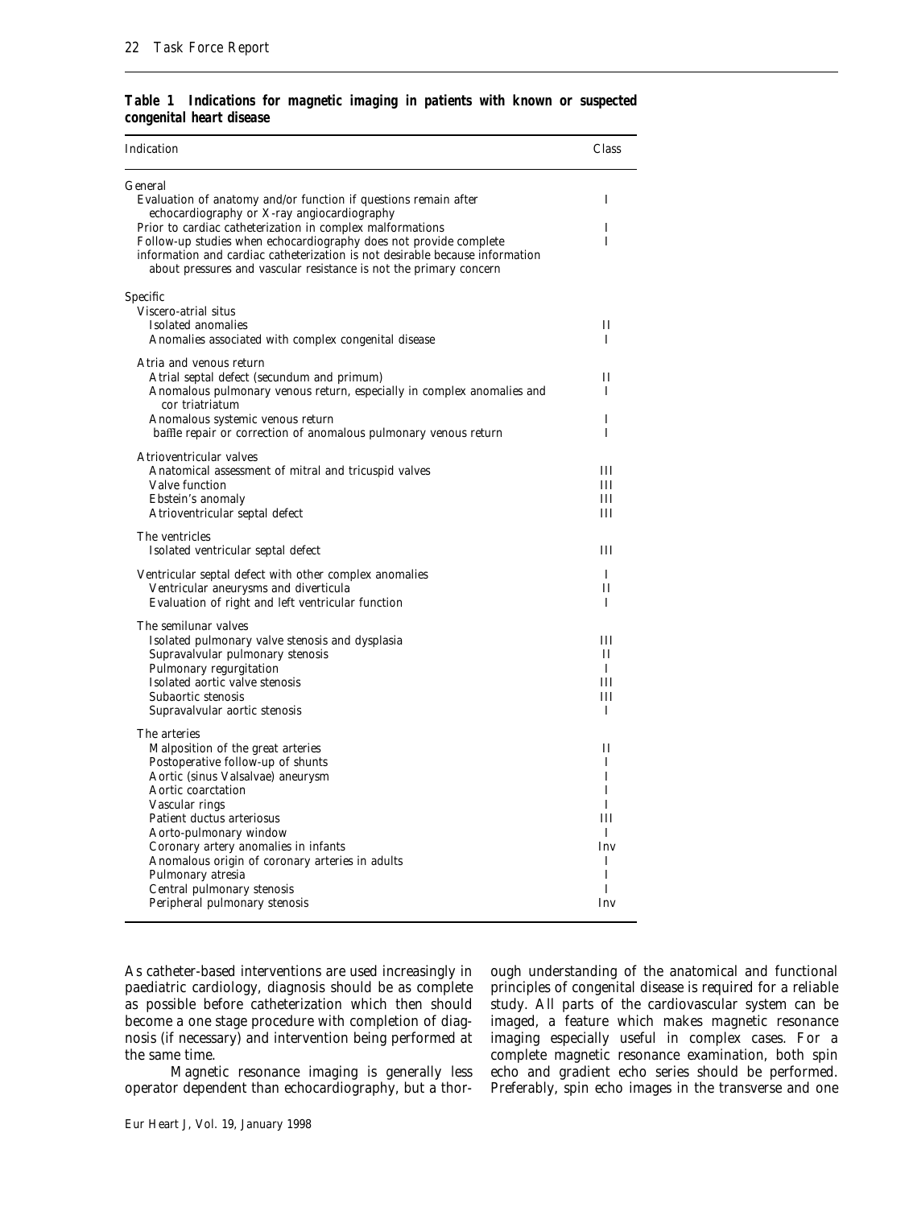**Table 1 Indications for magnetic imaging in patients with known or suspected congenital heart disease**

| Indication | Class |
|---|---|
| **General** | |
| Evaluation of anatomy and/or function if questions remain after echocardiography or X-ray angiocardiography | I |
| Prior to cardiac catheterization in complex malformations | I |
| Follow-up studies when echocardiography does not provide complete information and cardiac catheterization is not desirable because information about pressures and vascular resistance is not the primary concern | I |
| **Specific** | |
| *Viscero-atrial situs* | |
| Isolated anomalies | II |
| Anomalies associated with complex congenital disease | I |
| *Atria and venous return* | |
| Atrial septal defect (secundum and primum) | II |
| Anomalous pulmonary venous return, especially in complex anomalies and cor triatriatum | I |
| Anomalous systemic venous return | I |
| baffle repair or correction of anomalous pulmonary venous return | I |
| *Atrioventricular valves* | |
| Anatomical assessment of mitral and tricuspid valves | III |
| Valve function | III |
| Ebstein's anomaly | III |
| Atrioventricular septal defect | III |
| *The ventricles* | |
| Isolated ventricular septal defect | III |
| Ventricular septal defect with other complex anomalies | I |
| Ventricular aneurysms and diverticula | II |
| Evaluation of right and left ventricular function | I |
| *The semilunar valves* | |
| Isolated pulmonary valve stenosis and dysplasia | III |
| Supravalvular pulmonary stenosis | II |
| Pulmonary regurgitation | I |
| Isolated aortic valve stenosis | III |
| Subaortic stenosis | III |
| Supravalvular aortic stenosis | I |
| *The arteries* | |
| Malposition of the great arteries | II |
| Postoperative follow-up of shunts | I |
| Aortic (sinus Valsalvae) aneurysm | I |
| Aortic coarctation | I |
| Vascular rings | I |
| Patient ductus arteriosus | III |
| Aorto-pulmonary window | I |
| Coronary artery anomalies in infants | Inv |
| Anomalous origin of coronary arteries in adults | I |
| Pulmonary atresia | I |
| Central pulmonary stenosis | I |
| Peripheral pulmonary stenosis | Inv |

As catheter-based interventions are used increasingly in paediatric cardiology, diagnosis should be as complete as possible before catheterization which then should become a one stage procedure with completion of diagnosis (if necessary) and intervention being performed at the same time.

Magnetic resonance imaging is generally less operator dependent than echocardiography, but a thorough understanding of the anatomical and functional principles of congenital disease is required for a reliable study. All parts of the cardiovascular system can be imaged, a feature which makes magnetic resonance imaging especially useful in complex cases. For a complete magnetic resonance examination, both spin echo and gradient echo series should be performed. Preferably, spin echo images in the transverse and one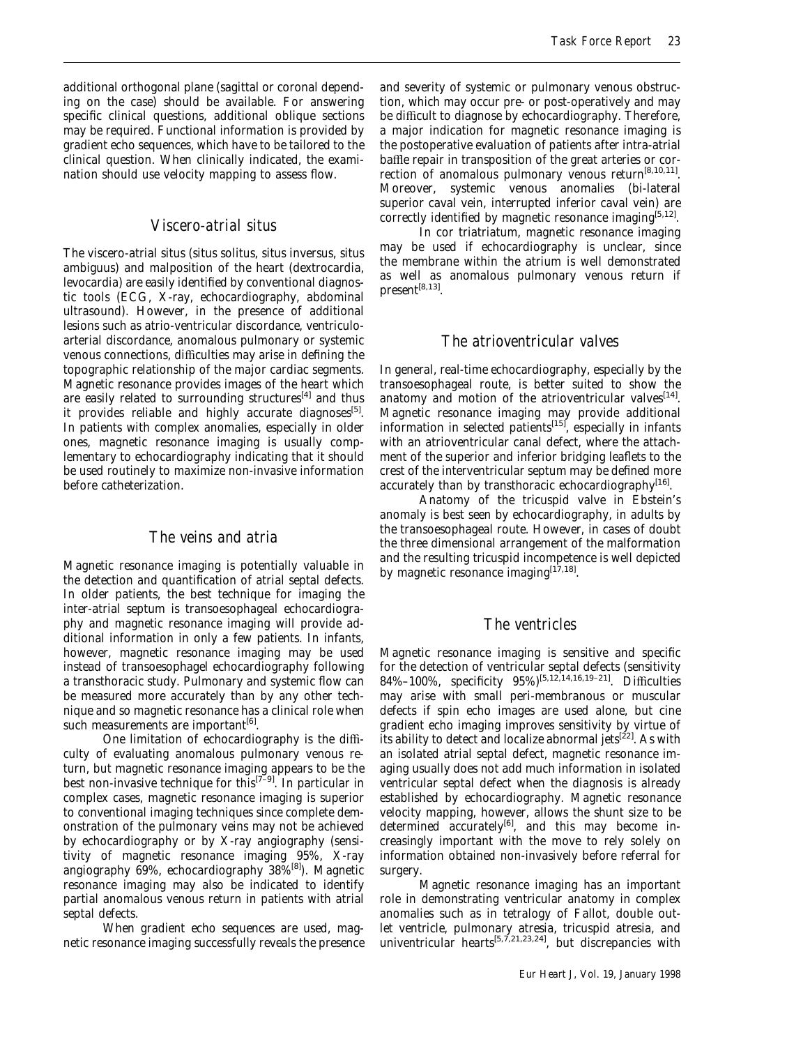additional orthogonal plane (sagittal or coronal depending on the case) should be available. For answering specific clinical questions, additional oblique sections may be required. Functional information is provided by gradient echo sequences, which have to be tailored to the clinical question. When clinically indicated, the examination should use velocity mapping to assess flow.

## Viscero-atrial situs

The viscero-atrial situs (situs solitus, situs inversus, situs ambiguus) and malposition of the heart (dextrocardia, levocardia) are easily identified by conventional diagnostic tools (ECG, X-ray, echocardiography, abdominal ultrasound). However, in the presence of additional lesions such as atrio-ventricular discordance, ventriculo-arterial discordance, anomalous pulmonary or systemic venous connections, difficulties may arise in defining the topographic relationship of the major cardiac segments. Magnetic resonance provides images of the heart which are easily related to surrounding structures[4] and thus it provides reliable and highly accurate diagnoses[5]. In patients with complex anomalies, especially in older ones, magnetic resonance imaging is usually complementary to echocardiography indicating that it should be used routinely to maximize non-invasive information before catheterization.

## The veins and atria

Magnetic resonance imaging is potentially valuable in the detection and quantification of atrial septal defects. In older patients, the best technique for imaging the inter-atrial septum is transoesophageal echocardiography and magnetic resonance imaging will provide additional information in only a few patients. In infants, however, magnetic resonance imaging may be used instead of transoesophagel echocardiography following a transthoracic study. Pulmonary and systemic flow can be measured more accurately than by any other technique and so magnetic resonance has a clinical role when such measurements are important[6].

One limitation of echocardiography is the difficulty of evaluating anomalous pulmonary venous return, but magnetic resonance imaging appears to be the best non-invasive technique for this[7–9]. In particular in complex cases, magnetic resonance imaging is superior to conventional imaging techniques since complete demonstration of the pulmonary veins may not be achieved by echocardiography or by X-ray angiography (sensitivity of magnetic resonance imaging 95%, X-ray angiography 69%, echocardiography 38%[8]). Magnetic resonance imaging may also be indicated to identify partial anomalous venous return in patients with atrial septal defects.

When gradient echo sequences are used, magnetic resonance imaging successfully reveals the presence and severity of systemic or pulmonary venous obstruction, which may occur pre- or post-operatively and may be difficult to diagnose by echocardiography. Therefore, a major indication for magnetic resonance imaging is the postoperative evaluation of patients after intra-atrial baffle repair in transposition of the great arteries or correction of anomalous pulmonary venous return[8,10,11]. Moreover, systemic venous anomalies (bi-lateral superior caval vein, interrupted inferior caval vein) are correctly identified by magnetic resonance imaging[5,12].

In cor triatriatum, magnetic resonance imaging may be used if echocardiography is unclear, since the membrane within the atrium is well demonstrated as well as anomalous pulmonary venous return if present[8,13].

## The atrioventricular valves

In general, real-time echocardiography, especially by the transoesophageal route, is better suited to show the anatomy and motion of the atrioventricular valves[14]. Magnetic resonance imaging may provide additional information in selected patients[15], especially in infants with an atrioventricular canal defect, where the attachment of the superior and inferior bridging leaflets to the crest of the interventricular septum may be defined more accurately than by transthoracic echocardiography[16].

Anatomy of the tricuspid valve in Ebstein's anomaly is best seen by echocardiography, in adults by the transoesophageal route. However, in cases of doubt the three dimensional arrangement of the malformation and the resulting tricuspid incompetence is well depicted by magnetic resonance imaging[17,18].

## The ventricles

Magnetic resonance imaging is sensitive and specific for the detection of ventricular septal defects (sensitivity 84%–100%, specificity 95%)[5,12,14,16,19–21]. Difficulties may arise with small peri-membranous or muscular defects if spin echo images are used alone, but cine gradient echo imaging improves sensitivity by virtue of its ability to detect and localize abnormal jets[22]. As with an isolated atrial septal defect, magnetic resonance imaging usually does not add much information in isolated ventricular septal defect when the diagnosis is already established by echocardiography. Magnetic resonance velocity mapping, however, allows the shunt size to be determined accurately[6], and this may become increasingly important with the move to rely solely on information obtained non-invasively before referral for surgery.

Magnetic resonance imaging has an important role in demonstrating ventricular anatomy in complex anomalies such as in tetralogy of Fallot, double outlet ventricle, pulmonary atresia, tricuspid atresia, and univentricular hearts[5,7,21,23,24], but discrepancies with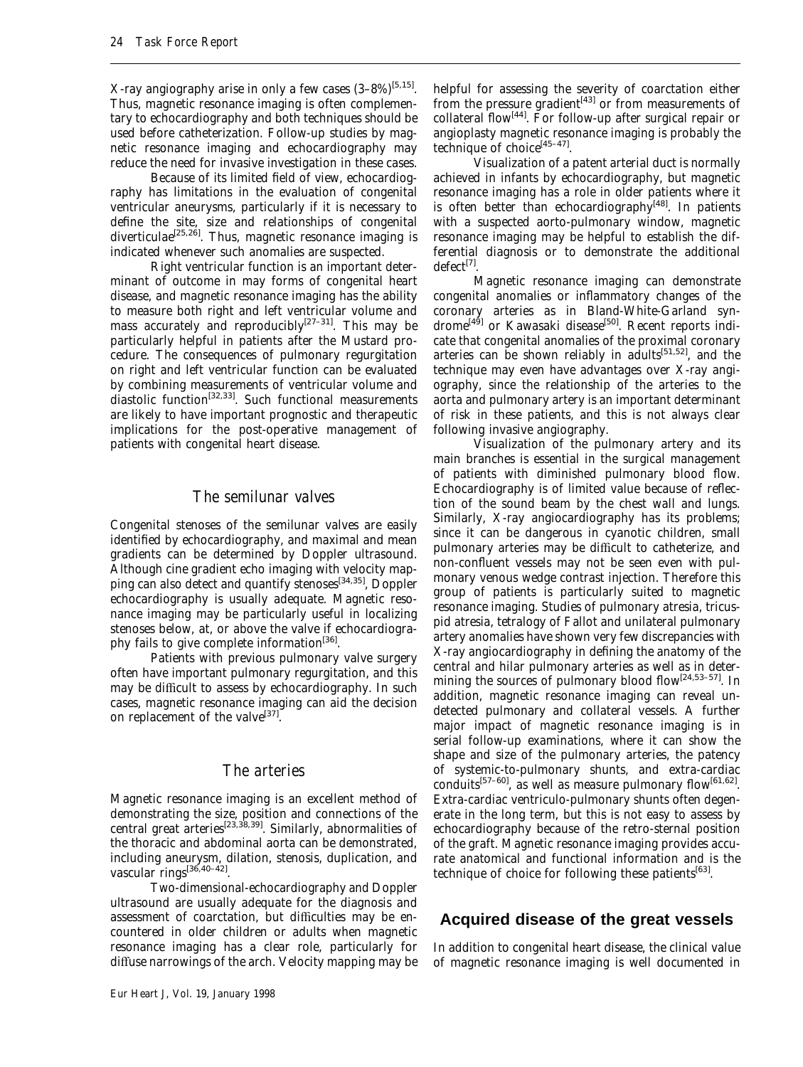X-ray angiography arise in only a few cases (3–8%)[5,15]. Thus, magnetic resonance imaging is often complementary to echocardiography and both techniques should be used before catheterization. Follow-up studies by magnetic resonance imaging and echocardiography may reduce the need for invasive investigation in these cases.

Because of its limited field of view, echocardiography has limitations in the evaluation of congenital ventricular aneurysms, particularly if it is necessary to define the site, size and relationships of congenital diverticulae[25,26]. Thus, magnetic resonance imaging is indicated whenever such anomalies are suspected.

Right ventricular function is an important determinant of outcome in may forms of congenital heart disease, and magnetic resonance imaging has the ability to measure both right and left ventricular volume and mass accurately and reproducibly[27–31]. This may be particularly helpful in patients after the Mustard procedure. The consequences of pulmonary regurgitation on right and left ventricular function can be evaluated by combining measurements of ventricular volume and diastolic function[32,33]. Such functional measurements are likely to have important prognostic and therapeutic implications for the post-operative management of patients with congenital heart disease.

### The semilunar valves

Congenital stenoses of the semilunar valves are easily identified by echocardiography, and maximal and mean gradients can be determined by Doppler ultrasound. Although cine gradient echo imaging with velocity mapping can also detect and quantify stenoses[34,35], Doppler echocardiography is usually adequate. Magnetic resonance imaging may be particularly useful in localizing stenoses below, at, or above the valve if echocardiography fails to give complete information[36].

Patients with previous pulmonary valve surgery often have important pulmonary regurgitation, and this may be difficult to assess by echocardiography. In such cases, magnetic resonance imaging can aid the decision on replacement of the valve[37].

### The arteries

Magnetic resonance imaging is an excellent method of demonstrating the size, position and connections of the central great arteries[23,38,39]. Similarly, abnormalities of the thoracic and abdominal aorta can be demonstrated, including aneurysm, dilation, stenosis, duplication, and vascular rings[36,40–42].

Two-dimensional-echocardiography and Doppler ultrasound are usually adequate for the diagnosis and assessment of coarctation, but difficulties may be encountered in older children or adults when magnetic resonance imaging has a clear role, particularly for diffuse narrowings of the arch. Velocity mapping may be helpful for assessing the severity of coarctation either from the pressure gradient[43] or from measurements of collateral flow[44]. For follow-up after surgical repair or angioplasty magnetic resonance imaging is probably the technique of choice[45–47].

Visualization of a patent arterial duct is normally achieved in infants by echocardiography, but magnetic resonance imaging has a role in older patients where it is often better than echocardiography[48]. In patients with a suspected aorto-pulmonary window, magnetic resonance imaging may be helpful to establish the differential diagnosis or to demonstrate the additional defect[7].

Magnetic resonance imaging can demonstrate congenital anomalies or inflammatory changes of the coronary arteries as in Bland-White-Garland syndrome[49] or Kawasaki disease[50]. Recent reports indicate that congenital anomalies of the proximal coronary arteries can be shown reliably in adults[51,52], and the technique may even have advantages over X-ray angiography, since the relationship of the arteries to the aorta and pulmonary artery is an important determinant of risk in these patients, and this is not always clear following invasive angiography.

Visualization of the pulmonary artery and its main branches is essential in the surgical management of patients with diminished pulmonary blood flow. Echocardiography is of limited value because of reflection of the sound beam by the chest wall and lungs. Similarly, X-ray angiocardiography has its problems; since it can be dangerous in cyanotic children, small pulmonary arteries may be difficult to catheterize, and non-confluent vessels may not be seen even with pulmonary venous wedge contrast injection. Therefore this group of patients is particularly suited to magnetic resonance imaging. Studies of pulmonary atresia, tricuspid atresia, tetralogy of Fallot and unilateral pulmonary artery anomalies have shown very few discrepancies with X-ray angiocardiography in defining the anatomy of the central and hilar pulmonary arteries as well as in determining the sources of pulmonary blood flow[24,53–57]. In addition, magnetic resonance imaging can reveal undetected pulmonary and collateral vessels. A further major impact of magnetic resonance imaging is in serial follow-up examinations, where it can show the shape and size of the pulmonary arteries, the patency of systemic-to-pulmonary shunts, and extra-cardiac conduits[57–60], as well as measure pulmonary flow[61,62]. Extra-cardiac ventriculo-pulmonary shunts often degenerate in the long term, but this is not easy to assess by echocardiography because of the retro-sternal position of the graft. Magnetic resonance imaging provides accurate anatomical and functional information and is the technique of choice for following these patients[63].

## Acquired disease of the great vessels

In addition to congenital heart disease, the clinical value of magnetic resonance imaging is well documented in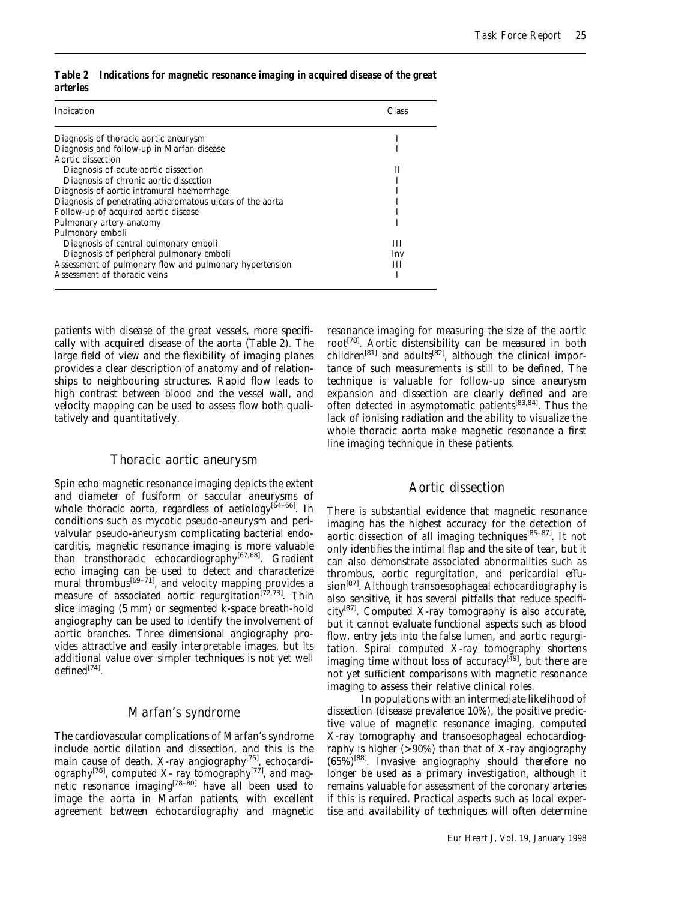**Table 2 Indications for magnetic resonance imaging in acquired disease of the great arteries**

| Indication | Class |
|---|---|
| Diagnosis of thoracic aortic aneurysm | I |
| Diagnosis and follow-up in Marfan disease | I |
| Aortic dissection | |
| Diagnosis of acute aortic dissection | II |
| Diagnosis of chronic aortic dissection | I |
| Diagnosis of aortic intramural haemorrhage | I |
| Diagnosis of penetrating atheromatous ulcers of the aorta | I |
| Follow-up of acquired aortic disease | I |
| Pulmonary artery anatomy | I |
| Pulmonary emboli | |
| Diagnosis of central pulmonary emboli | III |
| Diagnosis of peripheral pulmonary emboli | Inv |
| Assessment of pulmonary flow and pulmonary hypertension | III |
| Assessment of thoracic veins | I |

patients with disease of the great vessels, more specifically with acquired disease of the aorta (Table 2). The large field of view and the flexibility of imaging planes provides a clear description of anatomy and of relationships to neighbouring structures. Rapid flow leads to high contrast between blood and the vessel wall, and velocity mapping can be used to assess flow both qualitatively and quantitatively.

## Thoracic aortic aneurysm

Spin echo magnetic resonance imaging depicts the extent and diameter of fusiform or saccular aneurysms of whole thoracic aorta, regardless of aetiology[64–66]. In conditions such as mycotic pseudo-aneurysm and perivalvular pseudo-aneurysm complicating bacterial endocarditis, magnetic resonance imaging is more valuable than transthoracic echocardiography[67,68]. Gradient echo imaging can be used to detect and characterize mural thrombus[69–71], and velocity mapping provides a measure of associated aortic regurgitation[72,73]. Thin slice imaging (5 mm) or segmented k-space breath-hold angiography can be used to identify the involvement of aortic branches. Three dimensional angiography provides attractive and easily interpretable images, but its additional value over simpler techniques is not yet well defined[74].

## Marfan's syndrome

The cardiovascular complications of Marfan's syndrome include aortic dilation and dissection, and this is the main cause of death. X-ray angiography[75], echocardiography[76], computed X- ray tomography[77], and magnetic resonance imaging[78–80] have all been used to image the aorta in Marfan patients, with excellent agreement between echocardiography and magnetic resonance imaging for measuring the size of the aortic root[78]. Aortic distensibility can be measured in both children[81] and adults[82], although the clinical importance of such measurements is still to be defined. The technique is valuable for follow-up since aneurysm expansion and dissection are clearly defined and are often detected in asymptomatic patients[83,84]. Thus the lack of ionising radiation and the ability to visualize the whole thoracic aorta make magnetic resonance a first line imaging technique in these patients.

## Aortic dissection

There is substantial evidence that magnetic resonance imaging has the highest accuracy for the detection of aortic dissection of all imaging techniques[85–87]. It not only identifies the intimal flap and the site of tear, but it can also demonstrate associated abnormalities such as thrombus, aortic regurgitation, and pericardial effusion[87]. Although transoesophageal echocardiography is also sensitive, it has several pitfalls that reduce specificity[87]. Computed X-ray tomography is also accurate, but it cannot evaluate functional aspects such as blood flow, entry jets into the false lumen, and aortic regurgitation. Spiral computed X-ray tomography shortens imaging time without loss of accuracy[49], but there are not yet sufficient comparisons with magnetic resonance imaging to assess their relative clinical roles.

In populations with an intermediate likelihood of dissection (disease prevalence 10%), the positive predictive value of magnetic resonance imaging, computed X-ray tomography and transoesophageal echocardiography is higher (>90%) than that of X-ray angiography (65%)[88]. Invasive angiography should therefore no longer be used as a primary investigation, although it remains valuable for assessment of the coronary arteries if this is required. Practical aspects such as local expertise and availability of techniques will often determine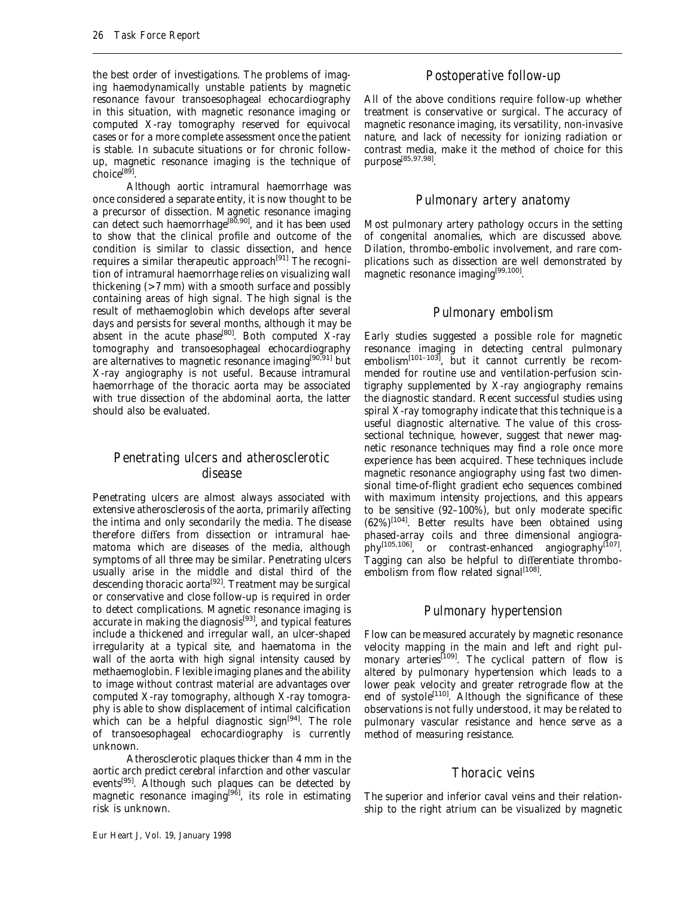the best order of investigations. The problems of imaging haemodynamically unstable patients by magnetic resonance favour transoesophageal echocardiography in this situation, with magnetic resonance imaging or computed X-ray tomography reserved for equivocal cases or for a more complete assessment once the patient is stable. In subacute situations or for chronic follow-up, magnetic resonance imaging is the technique of choice[89].

Although aortic intramural haemorrhage was once considered a separate entity, it is now thought to be a precursor of dissection. Magnetic resonance imaging can detect such haemorrhage[80,90], and it has been used to show that the clinical profile and outcome of the condition is similar to classic dissection, and hence requires a similar therapeutic approach[91] The recognition of intramural haemorrhage relies on visualizing wall thickening (>7 mm) with a smooth surface and possibly containing areas of high signal. The high signal is the result of methaemoglobin which develops after several days and persists for several months, although it may be absent in the acute phase[80]. Both computed X-ray tomography and transoesophageal echocardiography are alternatives to magnetic resonance imaging[90,91] but X-ray angiography is not useful. Because intramural haemorrhage of the thoracic aorta may be associated with true dissection of the abdominal aorta, the latter should also be evaluated.

## Penetrating ulcers and atherosclerotic disease

Penetrating ulcers are almost always associated with extensive atherosclerosis of the aorta, primarily affecting the intima and only secondarily the media. The disease therefore differs from dissection or intramural haematoma which are diseases of the media, although symptoms of all three may be similar. Penetrating ulcers usually arise in the middle and distal third of the descending thoracic aorta[92]. Treatment may be surgical or conservative and close follow-up is required in order to detect complications. Magnetic resonance imaging is accurate in making the diagnosis[93], and typical features include a thickened and irregular wall, an ulcer-shaped irregularity at a typical site, and haematoma in the wall of the aorta with high signal intensity caused by methaemoglobin. Flexible imaging planes and the ability to image without contrast material are advantages over computed X-ray tomography, although X-ray tomography is able to show displacement of intimal calcification which can be a helpful diagnostic sign[94]. The role of transoesophageal echocardiography is currently unknown.

Atherosclerotic plaques thicker than 4 mm in the aortic arch predict cerebral infarction and other vascular events[95]. Although such plaques can be detected by magnetic resonance imaging[96], its role in estimating risk is unknown.

## Postoperative follow-up

All of the above conditions require follow-up whether treatment is conservative or surgical. The accuracy of magnetic resonance imaging, its versatility, non-invasive nature, and lack of necessity for ionizing radiation or contrast media, make it the method of choice for this purpose[85,97,98].

## Pulmonary artery anatomy

Most pulmonary artery pathology occurs in the setting of congenital anomalies, which are discussed above. Dilation, thrombo-embolic involvement, and rare complications such as dissection are well demonstrated by magnetic resonance imaging[99,100].

## Pulmonary embolism

Early studies suggested a possible role for magnetic resonance imaging in detecting central pulmonary embolism[101–103], but it cannot currently be recommended for routine use and ventilation-perfusion scintigraphy supplemented by X-ray angiography remains the diagnostic standard. Recent successful studies using spiral X-ray tomography indicate that this technique is a useful diagnostic alternative. The value of this cross-sectional technique, however, suggest that newer magnetic resonance techniques may find a role once more experience has been acquired. These techniques include magnetic resonance angiography using fast two dimensional time-of-flight gradient echo sequences combined with maximum intensity projections, and this appears to be sensitive (92–100%), but only moderate specific (62%)[104]. Better results have been obtained using phased-array coils and three dimensional angiography[105,106], or contrast-enhanced angiography[107]. Tagging can also be helpful to differentiate thrombo-embolism from flow related signal[108].

## Pulmonary hypertension

Flow can be measured accurately by magnetic resonance velocity mapping in the main and left and right pulmonary arteries[109]. The cyclical pattern of flow is altered by pulmonary hypertension which leads to a lower peak velocity and greater retrograde flow at the end of systole[110]. Although the significance of these observations is not fully understood, it may be related to pulmonary vascular resistance and hence serve as a method of measuring resistance.

## Thoracic veins

The superior and inferior caval veins and their relationship to the right atrium can be visualized by magnetic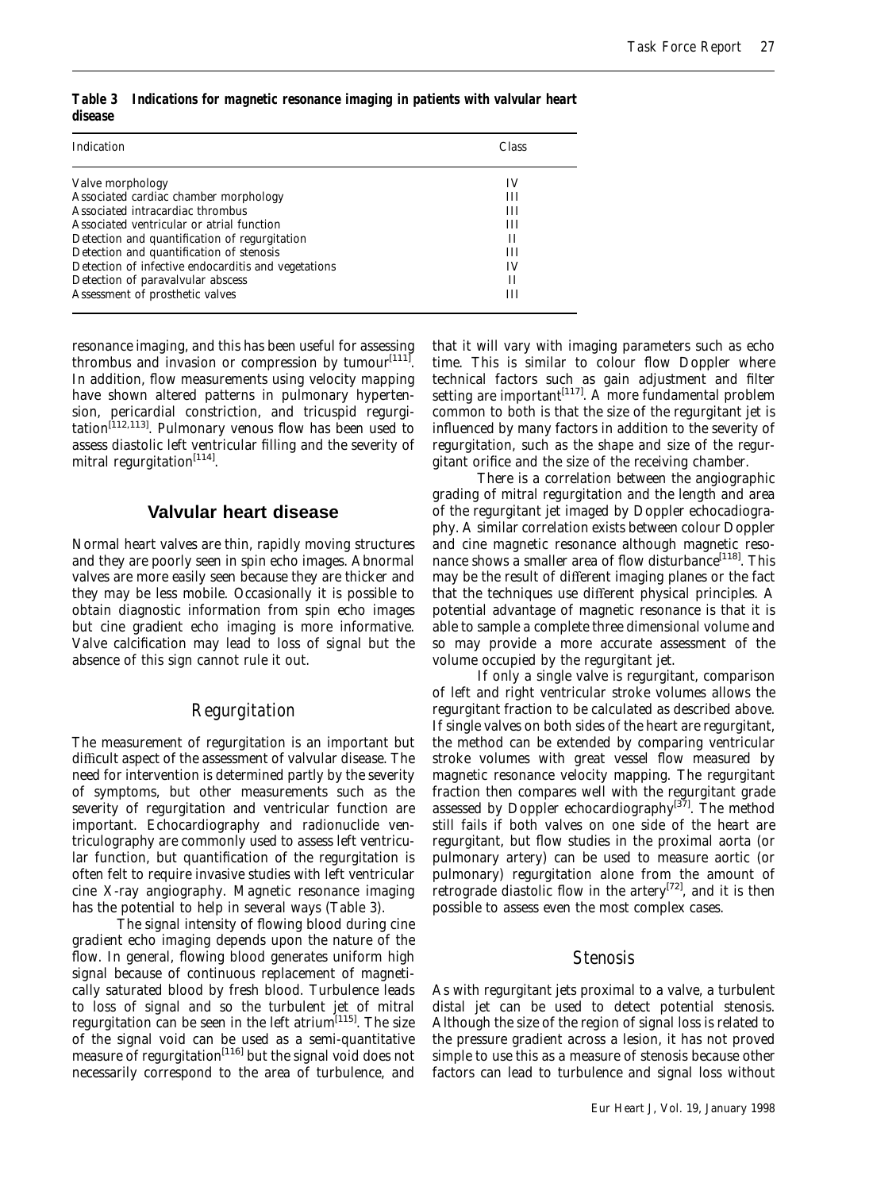**Table 3 Indications for magnetic resonance imaging in patients with valvular heart disease**

| Indication | Class |
|---|---|
| Valve morphology | IV |
| Associated cardiac chamber morphology | III |
| Associated intracardiac thrombus | III |
| Associated ventricular or atrial function | III |
| Detection and quantification of regurgitation | II |
| Detection and quantification of stenosis | III |
| Detection of infective endocarditis and vegetations | IV |
| Detection of paravalvular abscess | II |
| Assessment of prosthetic valves | III |

resonance imaging, and this has been useful for assessing thrombus and invasion or compression by tumour[111]. In addition, flow measurements using velocity mapping have shown altered patterns in pulmonary hypertension, pericardial constriction, and tricuspid regurgitation[112,113]. Pulmonary venous flow has been used to assess diastolic left ventricular filling and the severity of mitral regurgitation[114].

## Valvular heart disease

Normal heart valves are thin, rapidly moving structures and they are poorly seen in spin echo images. Abnormal valves are more easily seen because they are thicker and they may be less mobile. Occasionally it is possible to obtain diagnostic information from spin echo images but cine gradient echo imaging is more informative. Valve calcification may lead to loss of signal but the absence of this sign cannot rule it out.

### Regurgitation

The measurement of regurgitation is an important but difficult aspect of the assessment of valvular disease. The need for intervention is determined partly by the severity of symptoms, but other measurements such as the severity of regurgitation and ventricular function are important. Echocardiography and radionuclide ventriculography are commonly used to assess left ventricular function, but quantification of the regurgitation is often felt to require invasive studies with left ventricular cine X-ray angiography. Magnetic resonance imaging has the potential to help in several ways (Table 3).

The signal intensity of flowing blood during cine gradient echo imaging depends upon the nature of the flow. In general, flowing blood generates uniform high signal because of continuous replacement of magnetically saturated blood by fresh blood. Turbulence leads to loss of signal and so the turbulent jet of mitral regurgitation can be seen in the left atrium[115]. The size of the signal void can be used as a semi-quantitative measure of regurgitation[116] but the signal void does not necessarily correspond to the area of turbulence, and that it will vary with imaging parameters such as echo time. This is similar to colour flow Doppler where technical factors such as gain adjustment and filter setting are important[117]. A more fundamental problem common to both is that the size of the regurgitant jet is influenced by many factors in addition to the severity of regurgitation, such as the shape and size of the regurgitant orifice and the size of the receiving chamber.

There is a correlation between the angiographic grading of mitral regurgitation and the length and area of the regurgitant jet imaged by Doppler echocardiography. A similar correlation exists between colour Doppler and cine magnetic resonance although magnetic resonance shows a smaller area of flow disturbance[118]. This may be the result of different imaging planes or the fact that the techniques use different physical principles. A potential advantage of magnetic resonance is that it is able to sample a complete three dimensional volume and so may provide a more accurate assessment of the volume occupied by the regurgitant jet.

If only a single valve is regurgitant, comparison of left and right ventricular stroke volumes allows the regurgitant fraction to be calculated as described above. If single valves on both sides of the heart are regurgitant, the method can be extended by comparing ventricular stroke volumes with great vessel flow measured by magnetic resonance velocity mapping. The regurgitant fraction then compares well with the regurgitant grade assessed by Doppler echocardiography[37]. The method still fails if both valves on one side of the heart are regurgitant, but flow studies in the proximal aorta (or pulmonary artery) can be used to measure aortic (or pulmonary) regurgitation alone from the amount of retrograde diastolic flow in the artery[72], and it is then possible to assess even the most complex cases.

### Stenosis

As with regurgitant jets proximal to a valve, a turbulent distal jet can be used to detect potential stenosis. Although the size of the region of signal loss is related to the pressure gradient across a lesion, it has not proved simple to use this as a measure of stenosis because other factors can lead to turbulence and signal loss without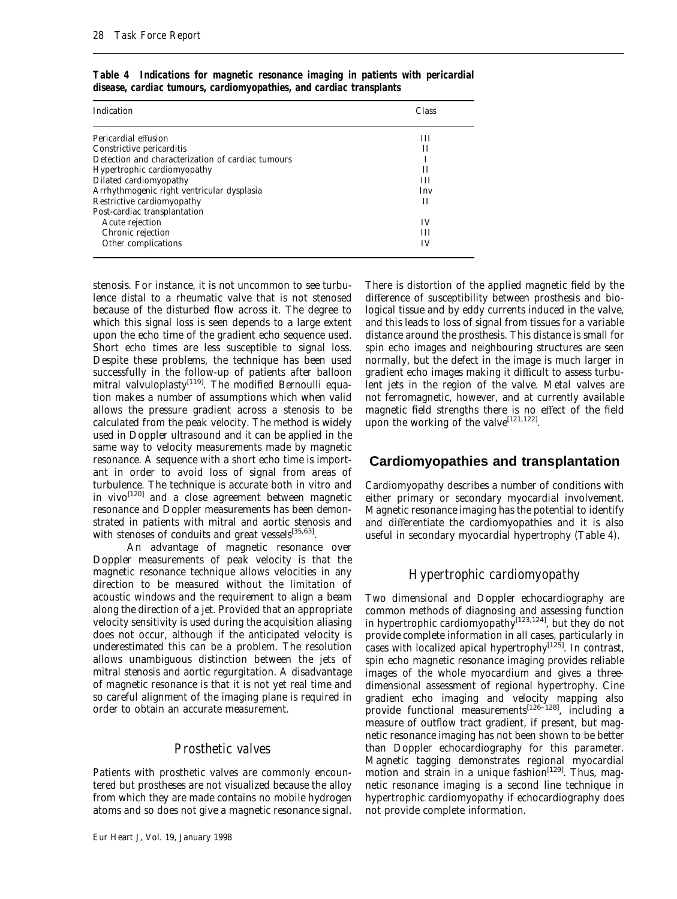**Table 4 Indications for magnetic resonance imaging in patients with pericardial disease, cardiac tumours, cardiomyopathies, and cardiac transplants**

| Indication | Class |
|---|---|
| Pericardial effusion | III |
| Constrictive pericarditis | II |
| Detection and characterization of cardiac tumours | I |
| Hypertrophic cardiomyopathy | II |
| Dilated cardiomyopathy | III |
| Arrhythmogenic right ventricular dysplasia | Inv |
| Restrictive cardiomyopathy | II |
| Post-cardiac transplantation | |
| Acute rejection | IV |
| Chronic rejection | III |
| Other complications | IV |

stenosis. For instance, it is not uncommon to see turbulence distal to a rheumatic valve that is not stenosed because of the disturbed flow across it. The degree to which this signal loss is seen depends to a large extent upon the echo time of the gradient echo sequence used. Short echo times are less susceptible to signal loss. Despite these problems, the technique has been used successfully in the follow-up of patients after balloon mitral valvuloplasty[119]. The modified Bernoulli equation makes a number of assumptions which when valid allows the pressure gradient across a stenosis to be calculated from the peak velocity. The method is widely used in Doppler ultrasound and it can be applied in the same way to velocity measurements made by magnetic resonance. A sequence with a short echo time is important in order to avoid loss of signal from areas of turbulence. The technique is accurate both in vitro and in vivo[120] and a close agreement between magnetic resonance and Doppler measurements has been demonstrated in patients with mitral and aortic stenosis and with stenoses of conduits and great vessels[35,63].

An advantage of magnetic resonance over Doppler measurements of peak velocity is that the magnetic resonance technique allows velocities in any direction to be measured without the limitation of acoustic windows and the requirement to align a beam along the direction of a jet. Provided that an appropriate velocity sensitivity is used during the acquisition aliasing does not occur, although if the anticipated velocity is underestimated this can be a problem. The resolution allows unambiguous distinction between the jets of mitral stenosis and aortic regurgitation. A disadvantage of magnetic resonance is that it is not yet real time and so careful alignment of the imaging plane is required in order to obtain an accurate measurement.

### *Prosthetic valves*

Patients with prosthetic valves are commonly encountered but prostheses are not visualized because the alloy from which they are made contains no mobile hydrogen atoms and so does not give a magnetic resonance signal. There is distortion of the applied magnetic field by the difference of susceptibility between prosthesis and biological tissue and by eddy currents induced in the valve, and this leads to loss of signal from tissues for a variable distance around the prosthesis. This distance is small for spin echo images and neighbouring structures are seen normally, but the defect in the image is much larger in gradient echo images making it difficult to assess turbulent jets in the region of the valve. Metal valves are not ferromagnetic, however, and at currently available magnetic field strengths there is no effect of the field upon the working of the valve[121,122].

## Cardiomyopathies and transplantation

Cardiomyopathy describes a number of conditions with either primary or secondary myocardial involvement. Magnetic resonance imaging has the potential to identify and differentiate the cardiomyopathies and it is also useful in secondary myocardial hypertrophy (Table 4).

### *Hypertrophic cardiomyopathy*

Two dimensional and Doppler echocardiography are common methods of diagnosing and assessing function in hypertrophic cardiomyopathy[123,124], but they do not provide complete information in all cases, particularly in cases with localized apical hypertrophy[125]. In contrast, spin echo magnetic resonance imaging provides reliable images of the whole myocardium and gives a three-dimensional assessment of regional hypertrophy. Cine gradient echo imaging and velocity mapping also provide functional measurements[126–128], including a measure of outflow tract gradient, if present, but magnetic resonance imaging has not been shown to be better than Doppler echocardiography for this parameter. Magnetic tagging demonstrates regional myocardial motion and strain in a unique fashion[129]. Thus, magnetic resonance imaging is a second line technique in hypertrophic cardiomyopathy if echocardiography does not provide complete information.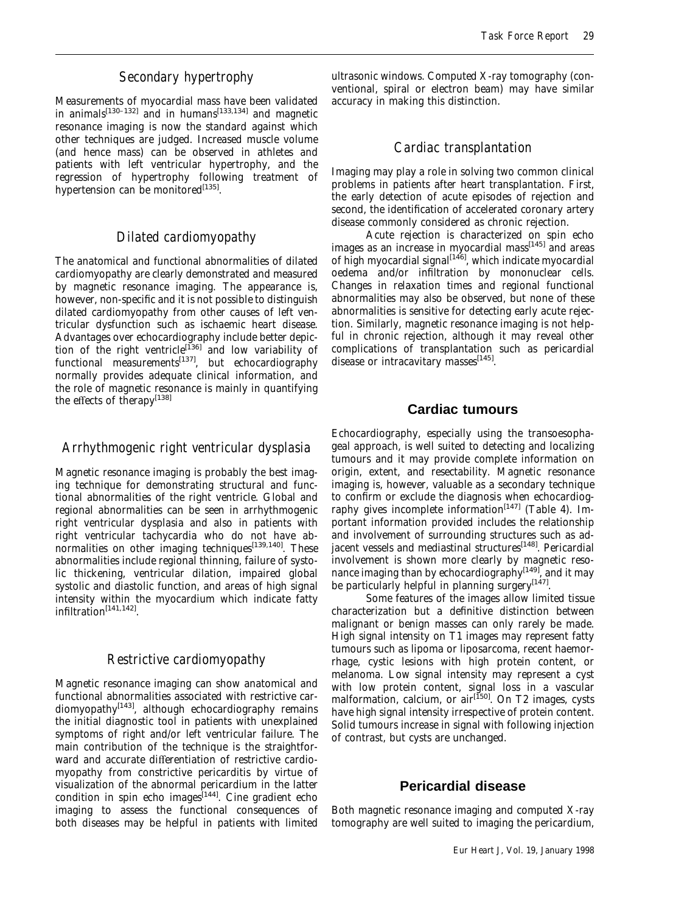### Secondary hypertrophy

Measurements of myocardial mass have been validated in animals[130–132] and in humans[133,134] and magnetic resonance imaging is now the standard against which other techniques are judged. Increased muscle volume (and hence mass) can be observed in athletes and patients with left ventricular hypertrophy, and the regression of hypertrophy following treatment of hypertension can be monitored[135].

### Dilated cardiomyopathy

The anatomical and functional abnormalities of dilated cardiomyopathy are clearly demonstrated and measured by magnetic resonance imaging. The appearance is, however, non-specific and it is not possible to distinguish dilated cardiomyopathy from other causes of left ventricular dysfunction such as ischaemic heart disease. Advantages over echocardiography include better depiction of the right ventricle[136] and low variability of functional measurements[137], but echocardiography normally provides adequate clinical information, and the role of magnetic resonance is mainly in quantifying the effects of therapy[138]

### Arrhythmogenic right ventricular dysplasia

Magnetic resonance imaging is probably the best imaging technique for demonstrating structural and functional abnormalities of the right ventricle. Global and regional abnormalities can be seen in arrhythmogenic right ventricular dysplasia and also in patients with right ventricular tachycardia who do not have abnormalities on other imaging techniques[139,140]. These abnormalities include regional thinning, failure of systolic thickening, ventricular dilation, impaired global systolic and diastolic function, and areas of high signal intensity within the myocardium which indicate fatty infiltration[141,142].

### Restrictive cardiomyopathy

Magnetic resonance imaging can show anatomical and functional abnormalities associated with restrictive cardiomyopathy[143], although echocardiography remains the initial diagnostic tool in patients with unexplained symptoms of right and/or left ventricular failure. The main contribution of the technique is the straightforward and accurate differentiation of restrictive cardiomyopathy from constrictive pericarditis by virtue of visualization of the abnormal pericardium in the latter condition in spin echo images[144]. Cine gradient echo imaging to assess the functional consequences of both diseases may be helpful in patients with limited ultrasonic windows. Computed X-ray tomography (conventional, spiral or electron beam) may have similar accuracy in making this distinction.

### Cardiac transplantation

Imaging may play a role in solving two common clinical problems in patients after heart transplantation. First, the early detection of acute episodes of rejection and second, the identification of accelerated coronary artery disease commonly considered as chronic rejection.

Acute rejection is characterized on spin echo images as an increase in myocardial mass[145] and areas of high myocardial signal[146], which indicate myocardial oedema and/or infiltration by mononuclear cells. Changes in relaxation times and regional functional abnormalities may also be observed, but none of these abnormalities is sensitive for detecting early acute rejection. Similarly, magnetic resonance imaging is not helpful in chronic rejection, although it may reveal other complications of transplantation such as pericardial disease or intracavitary masses[145].

## Cardiac tumours

Echocardiography, especially using the transoesophageal approach, is well suited to detecting and localizing tumours and it may provide complete information on origin, extent, and resectability. Magnetic resonance imaging is, however, valuable as a secondary technique to confirm or exclude the diagnosis when echocardiography gives incomplete information[147] (Table 4). Important information provided includes the relationship and involvement of surrounding structures such as adjacent vessels and mediastinal structures[148]. Pericardial involvement is shown more clearly by magnetic resonance imaging than by echocardiography[149], and it may be particularly helpful in planning surgery[147].

Some features of the images allow limited tissue characterization but a definitive distinction between malignant or benign masses can only rarely be made. High signal intensity on T1 images may represent fatty tumours such as lipoma or liposarcoma, recent haemorrhage, cystic lesions with high protein content, or melanoma. Low signal intensity may represent a cyst with low protein content, signal loss in a vascular malformation, calcium, or air[150]. On T2 images, cysts have high signal intensity irrespective of protein content. Solid tumours increase in signal with following injection of contrast, but cysts are unchanged.

## Pericardial disease

Both magnetic resonance imaging and computed X-ray tomography are well suited to imaging the pericardium,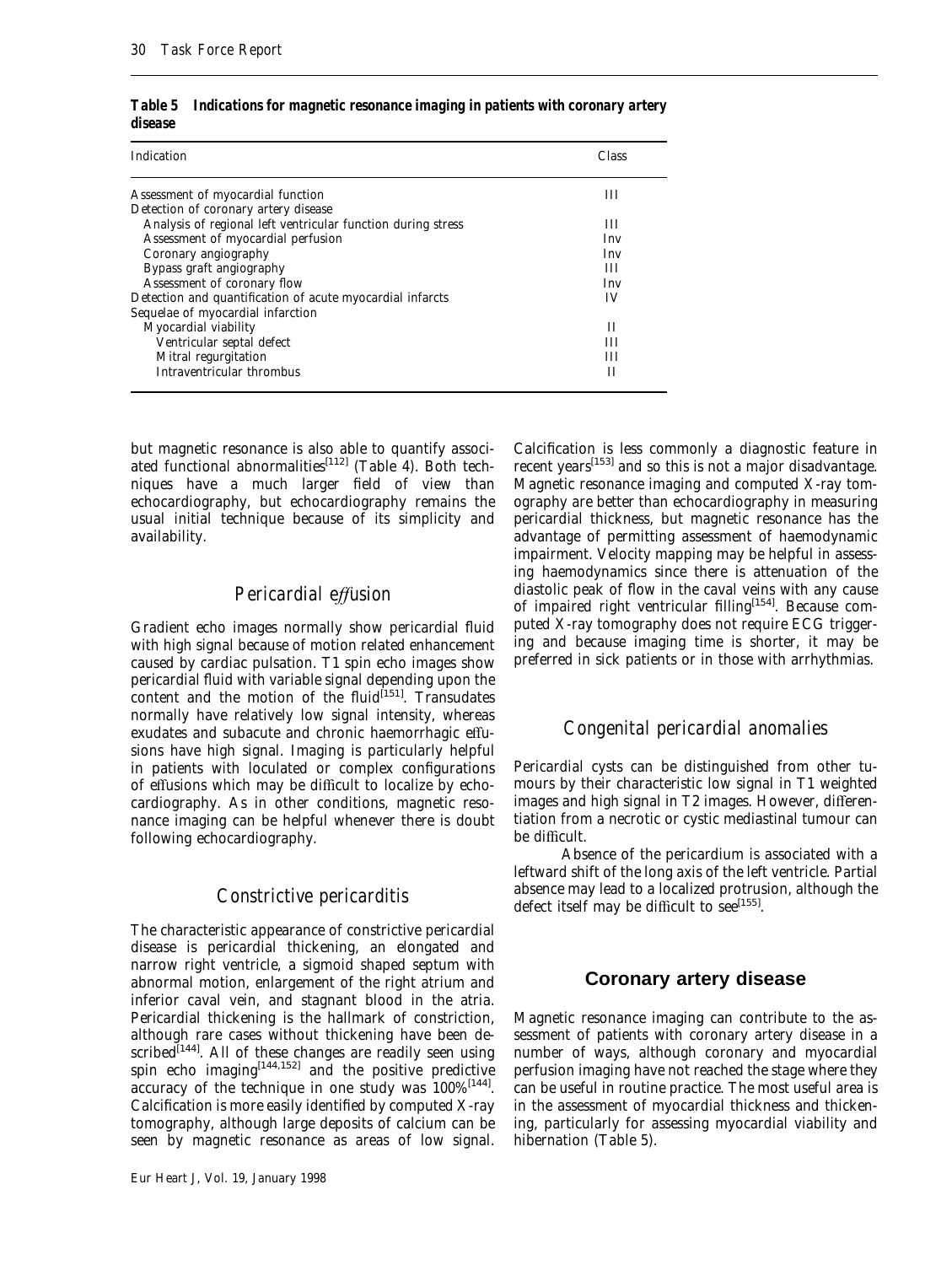**Table 5 Indications for magnetic resonance imaging in patients with coronary artery disease**

| Indication | Class |
|---|---|
| Assessment of myocardial function | III |
| Detection of coronary artery disease | |
| Analysis of regional left ventricular function during stress | III |
| Assessment of myocardial perfusion | Inv |
| Coronary angiography | Inv |
| Bypass graft angiography | III |
| Assessment of coronary flow | Inv |
| Detection and quantification of acute myocardial infarcts | IV |
| Sequelae of myocardial infarction | |
| Myocardial viability | II |
| Ventricular septal defect | III |
| Mitral regurgitation | III |
| Intraventricular thrombus | II |

but magnetic resonance is also able to quantify associated functional abnormalities[112] (Table 4). Both techniques have a much larger field of view than echocardiography, but echocardiography remains the usual initial technique because of its simplicity and availability.

## Pericardial effusion

Gradient echo images normally show pericardial fluid with high signal because of motion related enhancement caused by cardiac pulsation. T1 spin echo images show pericardial fluid with variable signal depending upon the content and the motion of the fluid[151]. Transudates normally have relatively low signal intensity, whereas exudates and subacute and chronic haemorrhagic effusions have high signal. Imaging is particularly helpful in patients with loculated or complex configurations of effusions which may be difficult to localize by echocardiography. As in other conditions, magnetic resonance imaging can be helpful whenever there is doubt following echocardiography.

## Constrictive pericarditis

The characteristic appearance of constrictive pericardial disease is pericardial thickening, an elongated and narrow right ventricle, a sigmoid shaped septum with abnormal motion, enlargement of the right atrium and inferior caval vein, and stagnant blood in the atria. Pericardial thickening is the hallmark of constriction, although rare cases without thickening have been described[144]. All of these changes are readily seen using spin echo imaging[144,152] and the positive predictive accuracy of the technique in one study was 100%[144]. Calcification is more easily identified by computed X-ray tomography, although large deposits of calcium can be seen by magnetic resonance as areas of low signal. Calcification is less commonly a diagnostic feature in recent years[153] and so this is not a major disadvantage. Magnetic resonance imaging and computed X-ray tomography are better than echocardiography in measuring pericardial thickness, but magnetic resonance has the advantage of permitting assessment of haemodynamic impairment. Velocity mapping may be helpful in assessing haemodynamics since there is attenuation of the diastolic peak of flow in the caval veins with any cause of impaired right ventricular filling[154]. Because computed X-ray tomography does not require ECG triggering and because imaging time is shorter, it may be preferred in sick patients or in those with arrhythmias.

## Congenital pericardial anomalies

Pericardial cysts can be distinguished from other tumours by their characteristic low signal in T1 weighted images and high signal in T2 images. However, differentiation from a necrotic or cystic mediastinal tumour can be difficult.

Absence of the pericardium is associated with a leftward shift of the long axis of the left ventricle. Partial absence may lead to a localized protrusion, although the defect itself may be difficult to see[155].

# Coronary artery disease

Magnetic resonance imaging can contribute to the assessment of patients with coronary artery disease in a number of ways, although coronary and myocardial perfusion imaging have not reached the stage where they can be useful in routine practice. The most useful area is in the assessment of myocardial thickness and thickening, particularly for assessing myocardial viability and hibernation (Table 5).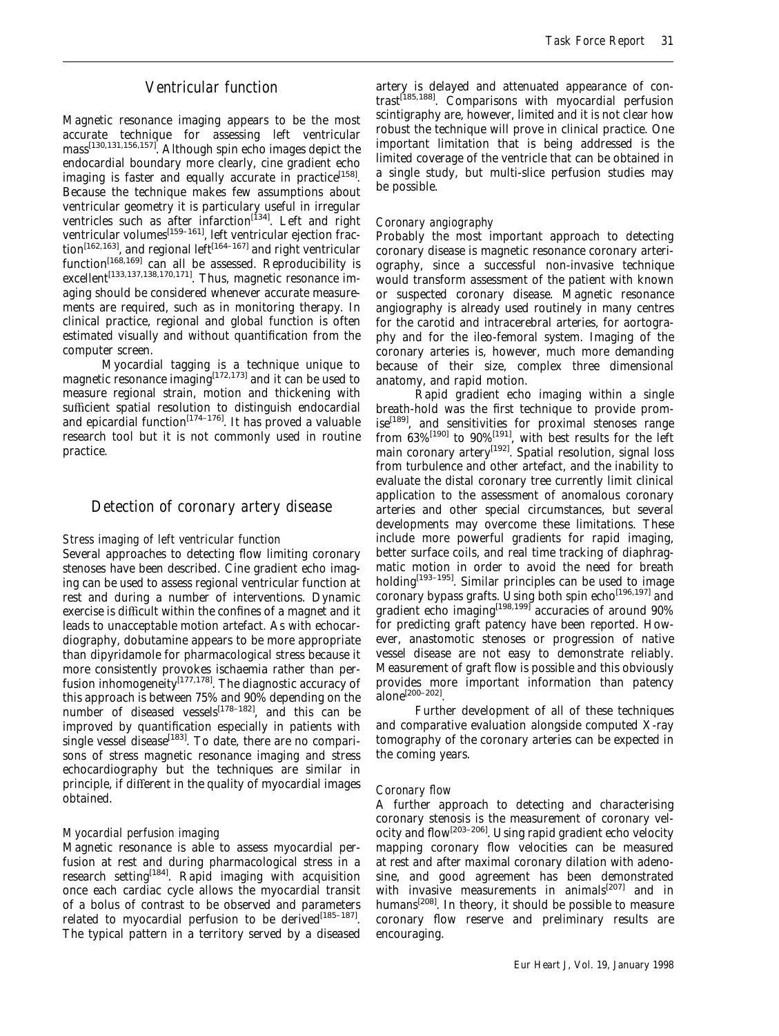## Ventricular function

Magnetic resonance imaging appears to be the most accurate technique for assessing left ventricular mass[130,131,156,157]. Although spin echo images depict the endocardial boundary more clearly, cine gradient echo imaging is faster and equally accurate in practice[158]. Because the technique makes few assumptions about ventricular geometry it is particularly useful in irregular ventricles such as after infarction[134]. Left and right ventricular volumes[159–161], left ventricular ejection fraction[162,163], and regional left[164–167] and right ventricular function[168,169] can all be assessed. Reproducibility is excellent[133,137,138,170,171]. Thus, magnetic resonance imaging should be considered whenever accurate measurements are required, such as in monitoring therapy. In clinical practice, regional and global function is often estimated visually and without quantification from the computer screen.

Myocardial tagging is a technique unique to magnetic resonance imaging[172,173] and it can be used to measure regional strain, motion and thickening with sufficient spatial resolution to distinguish endocardial and epicardial function[174–176]. It has proved a valuable research tool but it is not commonly used in routine practice.

## Detection of coronary artery disease

### *Stress imaging of left ventricular function*

Several approaches to detecting flow limiting coronary stenoses have been described. Cine gradient echo imaging can be used to assess regional ventricular function at rest and during a number of interventions. Dynamic exercise is difficult within the confines of a magnet and it leads to unacceptable motion artefact. As with echocardiography, dobutamine appears to be more appropriate than dipyridamole for pharmacological stress because it more consistently provokes ischaemia rather than perfusion inhomogeneity[177,178]. The diagnostic accuracy of this approach is between 75% and 90% depending on the number of diseased vessels[178–182], and this can be improved by quantification especially in patients with single vessel disease[183]. To date, there are no comparisons of stress magnetic resonance imaging and stress echocardiography but the techniques are similar in principle, if different in the quality of myocardial images obtained.

### *Myocardial perfusion imaging*

Magnetic resonance is able to assess myocardial perfusion at rest and during pharmacological stress in a research setting[184]. Rapid imaging with acquisition once each cardiac cycle allows the myocardial transit of a bolus of contrast to be observed and parameters related to myocardial perfusion to be derived[185–187]. The typical pattern in a territory served by a diseased artery is delayed and attenuated appearance of contrast[185,188]. Comparisons with myocardial perfusion scintigraphy are, however, limited and it is not clear how robust the technique will prove in clinical practice. One important limitation that is being addressed is the limited coverage of the ventricle that can be obtained in a single study, but multi-slice perfusion studies may be possible.

### *Coronary angiography*

Probably the most important approach to detecting coronary disease is magnetic resonance coronary arteriography, since a successful non-invasive technique would transform assessment of the patient with known or suspected coronary disease. Magnetic resonance angiography is already used routinely in many centres for the carotid and intracerebral arteries, for aortography and for the ileo-femoral system. Imaging of the coronary arteries is, however, much more demanding because of their size, complex three dimensional anatomy, and rapid motion.

Rapid gradient echo imaging within a single breath-hold was the first technique to provide promise[189], and sensitivities for proximal stenoses range from 63%[190] to 90%[191], with best results for the left main coronary artery[192]. Spatial resolution, signal loss from turbulence and other artefact, and the inability to evaluate the distal coronary tree currently limit clinical application to the assessment of anomalous coronary arteries and other special circumstances, but several developments may overcome these limitations. These include more powerful gradients for rapid imaging, better surface coils, and real time tracking of diaphragmatic motion in order to avoid the need for breath holding[193–195]. Similar principles can be used to image coronary bypass grafts. Using both spin echo[196,197] and gradient echo imaging[198,199] accuracies of around 90% for predicting graft patency have been reported. However, anastomotic stenoses or progression of native vessel disease are not easy to demonstrate reliably. Measurement of graft flow is possible and this obviously provides more important information than patency alone[200–202].

Further development of all of these techniques and comparative evaluation alongside computed X-ray tomography of the coronary arteries can be expected in the coming years.

### *Coronary flow*

A further approach to detecting and characterising coronary stenosis is the measurement of coronary velocity and flow[203–206]. Using rapid gradient echo velocity mapping coronary flow velocities can be measured at rest and after maximal coronary dilation with adenosine, and good agreement has been demonstrated with invasive measurements in animals[207] and in humans[208]. In theory, it should be possible to measure coronary flow reserve and preliminary results are encouraging.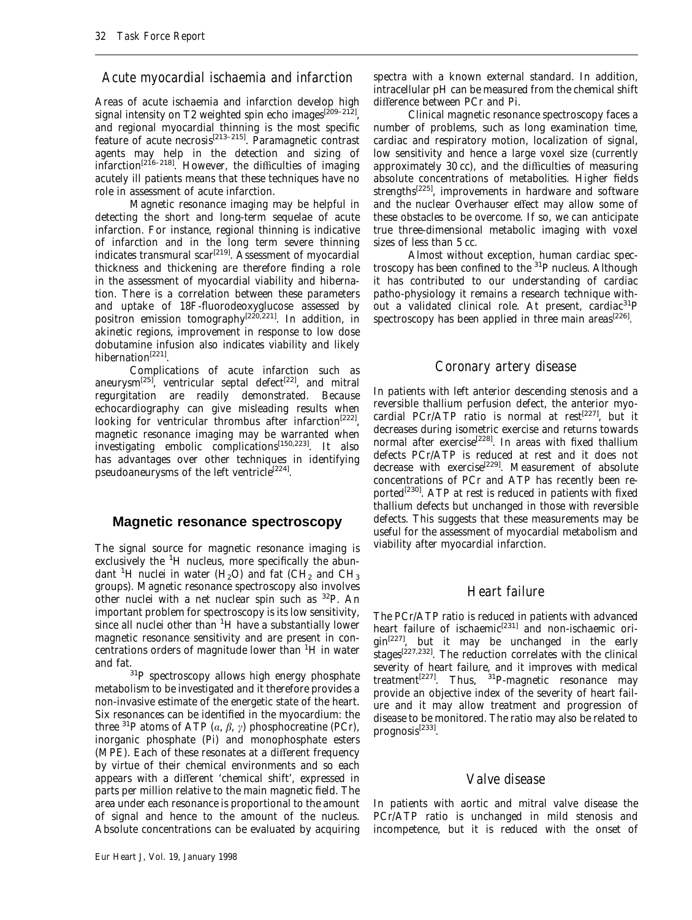### Acute myocardial ischaemia and infarction

Areas of acute ischaemia and infarction develop high signal intensity on T2 weighted spin echo images[209–212], and regional myocardial thinning is the most specific feature of acute necrosis[213–215]. Paramagnetic contrast agents may help in the detection and sizing of infarction[216–218]. However, the difficulties of imaging acutely ill patients means that these techniques have no role in assessment of acute infarction.

Magnetic resonance imaging may be helpful in detecting the short and long-term sequelae of acute infarction. For instance, regional thinning is indicative of infarction and in the long term severe thinning indicates transmural scar[219]. Assessment of myocardial thickness and thickening are therefore finding a role in the assessment of myocardial viability and hibernation. There is a correlation between these parameters and uptake of 18F-fluorodeoxyglucose assessed by positron emission tomography[220,221]. In addition, in akinetic regions, improvement in response to low dose dobutamine infusion also indicates viability and likely hibernation[221].

Complications of acute infarction such as aneurysm[25], ventricular septal defect[22], and mitral regurgitation are readily demonstrated. Because echocardiography can give misleading results when looking for ventricular thrombus after infarction[222], magnetic resonance imaging may be warranted when investigating embolic complications[150,223]. It also has advantages over other techniques in identifying pseudoaneurysms of the left ventricle[224].

## Magnetic resonance spectroscopy

The signal source for magnetic resonance imaging is exclusively the $^{1}H$ nucleus, more specifically the abundant $^{1}H$ nuclei in water ($H_2O$) and fat ($CH_2$ and $CH_3$ groups). Magnetic resonance spectroscopy also involves other nuclei with a net nuclear spin such as $^{32}P$. An important problem for spectroscopy is its low sensitivity, since all nuclei other than $^{1}H$ have a substantially lower magnetic resonance sensitivity and are present in concentrations orders of magnitude lower than $^{1}H$ in water and fat.

$^{31}P$ spectroscopy allows high energy phosphate metabolism to be investigated and it therefore provides a non-invasive estimate of the energetic state of the heart. Six resonances can be identified in the myocardium: the three $^{31}P$ atoms of ATP ($\alpha$, $\beta$, $\gamma$) phosphocreatine (PCr), inorganic phosphate (Pi) and monophosphate esters (MPE). Each of these resonates at a different frequency by virtue of their chemical environments and so each appears with a different 'chemical shift', expressed in parts per million relative to the main magnetic field. The area under each resonance is proportional to the amount of signal and hence to the amount of the nucleus. Absolute concentrations can be evaluated by acquiring spectra with a known external standard. In addition, intracellular pH can be measured from the chemical shift difference between PCr and Pi.

Clinical magnetic resonance spectroscopy faces a number of problems, such as long examination time, cardiac and respiratory motion, localization of signal, low sensitivity and hence a large voxel size (currently approximately 30 cc), and the difficulties of measuring absolute concentrations of metabolities. Higher fields strengths[225], improvements in hardware and software and the nuclear Overhauser effect may allow some of these obstacles to be overcome. If so, we can anticipate true three-dimensional metabolic imaging with voxel sizes of less than 5 cc.

Almost without exception, human cardiac spectroscopy has been confined to the $^{31}P$ nucleus. Although it has contributed to our understanding of cardiac patho-physiology it remains a research technique without a validated clinical role. At present, cardiac $^{31}P$ spectroscopy has been applied in three main areas[226].

### Coronary artery disease

In patients with left anterior descending stenosis and a reversible thallium perfusion defect, the anterior myocardial PCr/ATP ratio is normal at rest[227], but it decreases during isometric exercise and returns towards normal after exercise[228]. In areas with fixed thallium defects PCr/ATP is reduced at rest and it does not decrease with exercise[229]. Measurement of absolute concentrations of PCr and ATP has recently been reported[230]. ATP at rest is reduced in patients with fixed thallium defects but unchanged in those with reversible defects. This suggests that these measurements may be useful for the assessment of myocardial metabolism and viability after myocardial infarction.

### Heart failure

The PCr/ATP ratio is reduced in patients with advanced heart failure of ischaemic[231] and non-ischaemic origin[227], but it may be unchanged in the early stages[227,232]. The reduction correlates with the clinical severity of heart failure, and it improves with medical treatment[227]. Thus, $^{31}P$-magnetic resonance may provide an objective index of the severity of heart failure and it may allow treatment and progression of disease to be monitored. The ratio may also be related to prognosis[233].

### Valve disease

In patients with aortic and mitral valve disease the PCr/ATP ratio is unchanged in mild stenosis and incompetence, but it is reduced with the onset of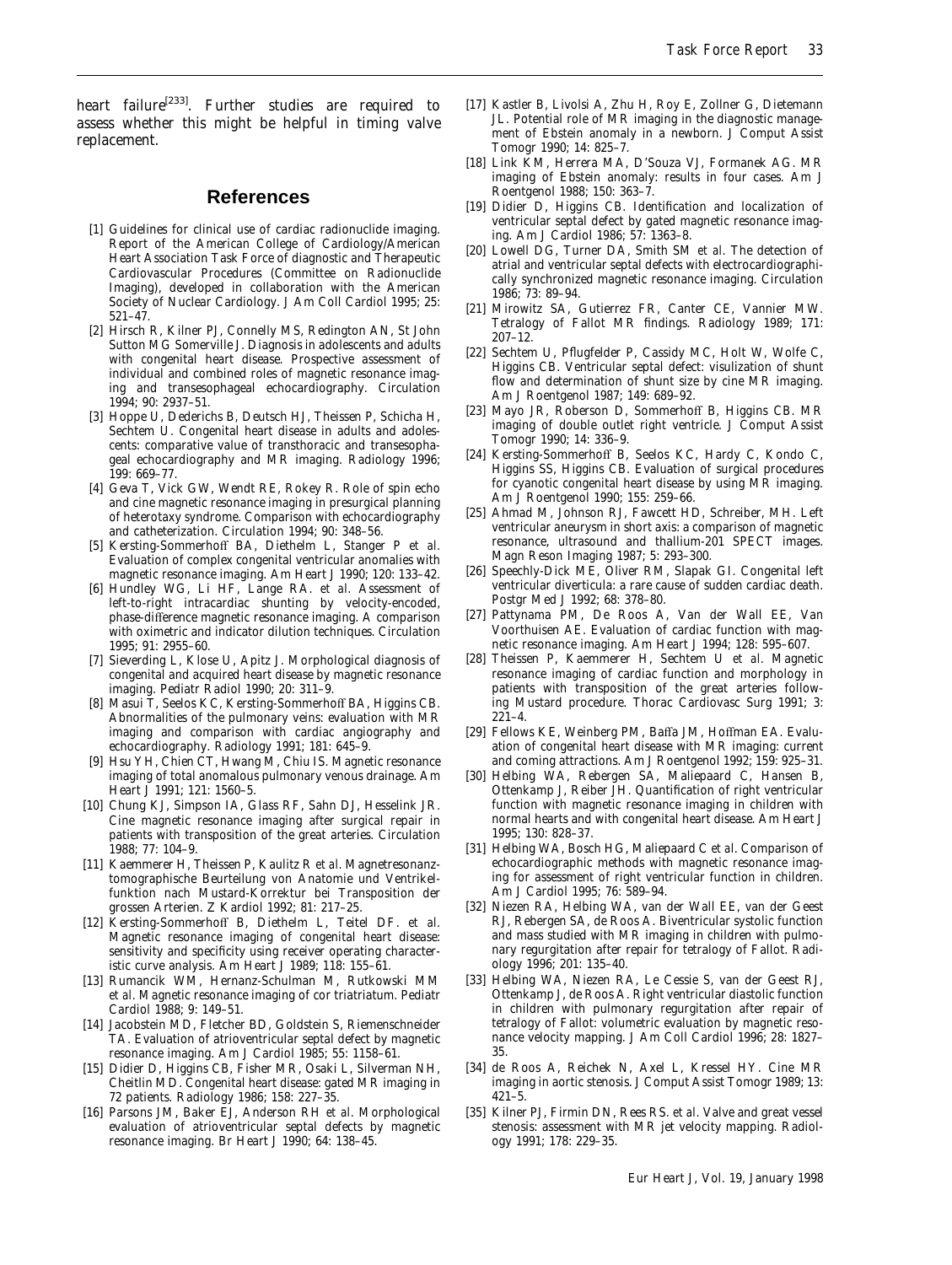heart failure[233]. Further studies are required to assess whether this might be helpful in timing valve replacement.

## References

[1] Guidelines for clinical use of cardiac radionuclide imaging. Report of the American College of Cardiology/American Heart Association Task Force of diagnostic and Therapeutic Cardiovascular Procedures (Committee on Radionuclide Imaging), developed in collaboration with the American Society of Nuclear Cardiology. J Am Coll Cardiol 1995; 25: 521–47.

[2] Hirsch R, Kilner PJ, Connelly MS, Redington AN, St John Sutton MG Somerville J. Diagnosis in adolescents and adults with congenital heart disease. Prospective assessment of individual and combined roles of magnetic resonance imaging and transesophageal echocardiography. Circulation 1994; 90: 2937–51.

[3] Hoppe U, Dederichs B, Deutsch HJ, Theissen P, Schicha H, Sechtem U. Congenital heart disease in adults and adolescents: comparative value of transthoracic and transesophageal echocardiography and MR imaging. Radiology 1996; 199: 669–77.

[4] Geva T, Vick GW, Wendt RE, Rokey R. Role of spin echo and cine magnetic resonance imaging in presurgical planning of heterotaxy syndrome. Comparison with echocardiography and catheterization. Circulation 1994; 90: 348–56.

[5] Kersting-Sommerhoff BA, Diethelm L, Stanger P *et al.* Evaluation of complex congenital ventricular anomalies with magnetic resonance imaging. Am Heart J 1990; 120: 133–42.

[6] Hundley WG, Li HF, Lange RA. *et al.* Assessment of left-to-right intracardiac shunting by velocity-encoded, phase-difference magnetic resonance imaging. A comparison with oximetric and indicator dilution techniques. Circulation 1995; 91: 2955–60.

[7] Sieverding L, Klose U, Apitz J. Morphological diagnosis of congenital and acquired heart disease by magnetic resonance imaging. Pediatr Radiol 1990; 20: 311–9.

[8] Masui T, Seelos KC, Kersting-Sommerhoff BA, Higgins CB. Abnormalities of the pulmonary veins: evaluation with MR imaging and comparison with cardiac angiography and echocardiography. Radiology 1991; 181: 645–9.

[9] Hsu YH, Chien CT, Hwang M, Chiu IS. Magnetic resonance imaging of total anomalous pulmonary venous drainage. Am Heart J 1991; 121: 1560–5.

[10] Chung KJ, Simpson IA, Glass RF, Sahn DJ, Hesselink JR. Cine magnetic resonance imaging after surgical repair in patients with transposition of the great arteries. Circulation 1988; 77: 104–9.

[11] Kaemmerer H, Theissen P, Kaulitz R *et al.* Magnetresonanztomographische Beurteilung von Anatomie und Ventrikelfunktion nach Mustard-Korrektur bei Transposition der grossen Arterien. Z Kardiol 1992; 81: 217–25.

[12] Kersting-Sommerhoff B, Diethelm L, Teitel DF. *et al.* Magnetic resonance imaging of congenital heart disease: sensitivity and specificity using receiver operating characteristic curve analysis. Am Heart J 1989; 118: 155–61.

[13] Rumancik WM, Hernanz-Schulman M, Rutkowski MM *et al.* Magnetic resonance imaging of cor triatriatum. Pediatr Cardiol 1988; 9: 149–51.

[14] Jacobstein MD, Fletcher BD, Goldstein S, Riemenschneider TA. Evaluation of atrioventricular septal defect by magnetic resonance imaging. Am J Cardiol 1985; 55: 1158–61.

[15] Didier D, Higgins CB, Fisher MR, Osaki L, Silverman NH, Cheitlin MD. Congenital heart disease: gated MR imaging in 72 patients. Radiology 1986; 158: 227–35.

[16] Parsons JM, Baker EJ, Anderson RH *et al.* Morphological evaluation of atrioventricular septal defects by magnetic resonance imaging. Br Heart J 1990; 64: 138–45.

[17] Kastler B, Livolsi A, Zhu H, Roy E, Zollner G, Dietemann JL. Potential role of MR imaging in the diagnostic management of Ebstein anomaly in a newborn. J Comput Assist Tomogr 1990; 14: 825–7.

[18] Link KM, Herrera MA, D'Souza VJ, Formanek AG. MR imaging of Ebstein anomaly: results in four cases. Am J Roentgenol 1988; 150: 363–7.

[19] Didier D, Higgins CB. Identification and localization of ventricular septal defect by gated magnetic resonance imaging. Am J Cardiol 1986; 57: 1363–8.

[20] Lowell DG, Turner DA, Smith SM *et al.* The detection of atrial and ventricular septal defects with electrocardiographically synchronized magnetic resonance imaging. Circulation 1986; 73: 89–94.

[21] Mirowitz SA, Gutierrez FR, Canter CE, Vannier MW. Tetralogy of Fallot MR findings. Radiology 1989; 171: 207–12.

[22] Sechtem U, Pflugfelder P, Cassidy MC, Holt W, Wolfe C, Higgins CB. Ventricular septal defect: visulization of shunt flow and determination of shunt size by cine MR imaging. Am J Roentgenol 1987; 149: 689–92.

[23] Mayo JR, Roberson D, Sommerhoff B, Higgins CB. MR imaging of double outlet right ventricle. J Comput Assist Tomogr 1990; 14: 336–9.

[24] Kersting-Sommerhoff B, Seelos KC, Hardy C, Kondo C, Higgins SS, Higgins CB. Evaluation of surgical procedures for cyanotic congenital heart disease by using MR imaging. Am J Roentgenol 1990; 155: 259–66.

[25] Ahmad M, Johnson RJ, Fawcett HD, Schreiber, MH. Left ventricular aneurysm in short axis: a comparison of magnetic resonance, ultrasound and thallium-201 SPECT images. Magn Reson Imaging 1987; 5: 293–300.

[26] Speechly-Dick ME, Oliver RM, Slapak GI. Congenital left ventricular diverticula: a rare cause of sudden cardiac death. Postgr Med J 1992; 68: 378–80.

[27] Pattynama PM, De Roos A, Van der Wall EE, Van Voorthuisen AE. Evaluation of cardiac function with magnetic resonance imaging. Am Heart J 1994; 128: 595–607.

[28] Theissen P, Kaemmerer H, Sechtem U *et al.* Magnetic resonance imaging of cardiac function and morphology in patients with transposition of the great arteries following Mustard procedure. Thorac Cardiovasc Surg 1991; 3: 221–4.

[29] Fellows KE, Weinberg PM, Baffa JM, Hoffman EA. Evaluation of congenital heart disease with MR imaging: current and coming attractions. Am J Roentgenol 1992; 159: 925–31.

[30] Helbing WA, Rebergen SA, Maliepaard C, Hansen B, Ottenkamp J, Reiber JH. Quantification of right ventricular function with magnetic resonance imaging in children with normal hearts and with congenital heart disease. Am Heart J 1995; 130: 828–37.

[31] Helbing WA, Bosch HG, Maliepaard C *et al.* Comparison of echocardiographic methods with magnetic resonance imaging for assessment of right ventricular function in children. Am J Cardiol 1995; 76: 589–94.

[32] Niezen RA, Helbing WA, van der Wall EE, van der Geest RJ, Rebergen SA, de Roos A. Biventricular systolic function and mass studied with MR imaging in children with pulmonary regurgitation after repair for tetralogy of Fallot. Radiology 1996; 201: 135–40.

[33] Helbing WA, Niezen RA, Le Cessie S, van der Geest RJ, Ottenkamp J, de Roos A. Right ventricular diastolic function in children with pulmonary regurgitation after repair of tetralogy of Fallot: volumetric evaluation by magnetic resonance velocity mapping. J Am Coll Cardiol 1996; 28: 1827–35.

[34] de Roos A, Reichek N, Axel L, Kressel HY. Cine MR imaging in aortic stenosis. J Comput Assist Tomogr 1989; 13: 421–5.

[35] Kilner PJ, Firmin DN, Rees RS. *et al.* Valve and great vessel stenosis: assessment with MR jet velocity mapping. Radiology 1991; 178: 229–35.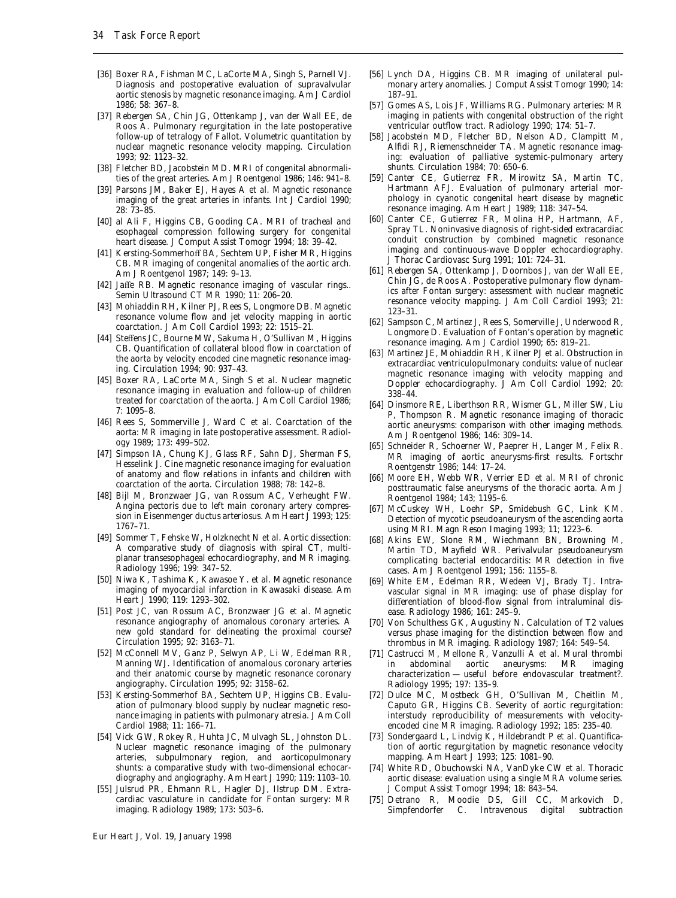[36] Boxer RA, Fishman MC, LaCorte MA, Singh S, Parnell VJ. Diagnosis and postoperative evaluation of supravalvular aortic stenosis by magnetic resonance imaging. Am J Cardiol 1986; 58: 367–8.

[37] Rebergen SA, Chin JG, Ottenkamp J, van der Wall EE, de Roos A. Pulmonary regurgitation in the late postoperative follow-up of tetralogy of Fallot. Volumetric quantitation by nuclear magnetic resonance velocity mapping. Circulation 1993; 92: 1123–32.

[38] Fletcher BD, Jacobstein MD. MRI of congenital abnormalities of the great arteries. Am J Roentgenol 1986; 146: 941–8.

[39] Parsons JM, Baker EJ, Hayes A *et al.* Magnetic resonance imaging of the great arteries in infants. Int J Cardiol 1990; 28: 73–85.

[40] al Ali F, Higgins CB, Gooding CA. MRI of tracheal and esophageal compression following surgery for congenital heart disease. J Comput Assist Tomogr 1994; 18: 39–42.

[41] Kersting-Sommerhoff BA, Sechtem UP, Fisher MR, Higgins CB. MR imaging of congenital anomalies of the aortic arch. Am J Roentgenol 1987; 149: 9–13.

[42] Jaffe RB. Magnetic resonance imaging of vascular rings.. Semin Ultrasound CT MR 1990; 11: 206–20.

[43] Mohiaddin RH, Kilner PJ, Rees S, Longmore DB. Magnetic resonance volume flow and jet velocity mapping in aortic coarctation. J Am Coll Cardiol 1993; 22: 1515–21.

[44] Steffens JC, Bourne MW, Sakuma H, O'Sullivan M, Higgins CB. Quantification of collateral blood flow in coarctation of the aorta by velocity encoded cine magnetic resonance imaging. Circulation 1994; 90: 937–43.

[45] Boxer RA, LaCorte MA, Singh S *et al.* Nuclear magnetic resonance imaging in evaluation and follow-up of children treated for coarctation of the aorta. J Am Coll Cardiol 1986; 7: 1095–8.

[46] Rees S, Sommerville J, Ward C *et al.* Coarctation of the aorta: MR imaging in late postoperative assessment. Radiology 1989; 173: 499–502.

[47] Simpson IA, Chung KJ, Glass RF, Sahn DJ, Sherman FS, Hesselink J. Cine magnetic resonance imaging for evaluation of anatomy and flow relations in infants and children with coarctation of the aorta. Circulation 1988; 78: 142–8.

[48] Bijl M, Bronzwaer JG, van Rossum AC, Verheught FW. Angina pectoris due to left main coronary artery compression in Eisenmenger ductus arteriosus. Am Heart J 1993; 125: 1767–71.

[49] Sommer T, Fehske W, Holzknecht N *et al.* Aortic dissection: A comparative study of diagnosis with spiral CT, multiplanar transesophageal echocardiography, and MR imaging. Radiology 1996; 199: 347–52.

[50] Niwa K, Tashima K, Kawasoe Y. *et al.* Magnetic resonance imaging of myocardial infarction in Kawasaki disease. Am Heart J 1990; 119: 1293–302.

[51] Post JC, van Rossum AC, Bronzwaer JG *et al.* Magnetic resonance angiography of anomalous coronary arteries. A new gold standard for delineating the proximal course? Circulation 1995; 92: 3163–71.

[52] McConnell MV, Ganz P, Selwyn AP, Li W, Edelman RR, Manning WJ. Identification of anomalous coronary arteries and their anatomic course by magnetic resonance coronary angiography. Circulation 1995; 92: 3158–62.

[53] Kersting-Sommerhof BA, Sechtem UP, Higgins CB. Evaluation of pulmonary blood supply by nuclear magnetic resonance imaging in patients with pulmonary atresia. J Am Coll Cardiol 1988; 11: 166–71.

[54] Vick GW, Rokey R, Huhta JC, Mulvagh SL, Johnston DL. Nuclear magnetic resonance imaging of the pulmonary arteries, subpulmonary region, and aorticopulmonary shunts: a comparative study with two-dimensional echocardiography and angiography. Am Heart J 1990; 119: 1103–10.

[55] Julsrud PR, Ehmann RL, Hagler DJ, Ilstrup DM. Extracardiac vasculature in candidate for Fontan surgery: MR imaging. Radiology 1989; 173: 503–6.

[56] Lynch DA, Higgins CB. MR imaging of unilateral pulmonary artery anomalies. J Comput Assist Tomogr 1990; 14: 187–91.

[57] Gomes AS, Lois JF, Williams RG. Pulmonary arteries: MR imaging in patients with congenital obstruction of the right ventricular outflow tract. Radiology 1990; 174: 51–7.

[58] Jacobstein MD, Fletcher BD, Nelson AD, Clampitt M, Alfidi RJ, Riemenschneider TA. Magnetic resonance imaging: evaluation of palliative systemic-pulmonary artery shunts. Circulation 1984; 70: 650–6.

[59] Canter CE, Gutierrez FR, Mirowitz SA, Martin TC, Hartmann AFJ. Evaluation of pulmonary arterial morphology in cyanotic congenital heart disease by magnetic resonance imaging. Am Heart J 1989; 118: 347–54.

[60] Canter CE, Gutierrez FR, Molina HP, Hartmann, AF, Spray TL. Noninvasive diagnosis of right-sided extracardiac conduit construction by combined magnetic resonance imaging and continuous-wave Doppler echocardiography. J Thorac Cardiovasc Surg 1991; 101: 724–31.

[61] Rebergen SA, Ottenkamp J, Doornbos J, van der Wall EE, Chin JG, de Roos A. Postoperative pulmonary flow dynamics after Fontan surgery: assessment with nuclear magnetic resonance velocity mapping. J Am Coll Cardiol 1993; 21: 123–31.

[62] Sampson C, Martinez J, Rees S, Somerville J, Underwood R, Longmore D. Evaluation of Fontan's operation by magnetic resonance imaging. Am J Cardiol 1990; 65: 819–21.

[63] Martinez JE, Mohiaddin RH, Kilner PJ *et al.* Obstruction in extracardiac ventriculopulmonary conduits: value of nuclear magnetic resonance imaging with velocity mapping and Doppler echocardiography. J Am Coll Cardiol 1992; 20: 338–44.

[64] Dinsmore RE, Liberthson RR, Wismer GL, Miller SW, Liu P, Thompson R. Magnetic resonance imaging of thoracic aortic aneurysms: comparison with other imaging methods. Am J Roentgenol 1986; 146: 309–14.

[65] Schneider R, Schoerner W, Paeprer H, Langer M, Felix R. MR imaging of aortic aneurysms-first results. Fortschr Roentgenstr 1986; 144: 17–24.

[66] Moore EH, Webb WR, Verrier ED *et al.* MRI of chronic posttraumatic false aneurysms of the thoracic aorta. Am J Roentgenol 1984; 143; 1195–6.

[67] McCuskey WH, Loehr SP, Smidebush GC, Link KM. Detection of mycotic pseudoaneurysm of the ascending aorta using MRI. Magn Reson Imaging 1993; 11; 1223–6.

[68] Akins EW, Slone RM, Wiechmann BN, Browning M, Martin TD, Mayfield WR. Perivalvular pseudoaneurysm complicating bacterial endocarditis: MR detection in five cases. Am J Roentgenol 1991; 156: 1155–8.

[69] White EM, Edelman RR, Wedeen VJ, Brady TJ. Intravascular signal in MR imaging: use of phase display for differentiation of blood-flow signal from intraluminal disease. Radiology 1986; 161: 245–9.

[70] Von Schulthess GK, Augustiny N. Calculation of T2 values versus phase imaging for the distinction between flow and thrombus in MR imaging. Radiology 1987; 164: 549–54.

[71] Castrucci M, Mellone R, Vanzulli A *et al.* Mural thrombi in abdominal aortic aneurysms: MR imaging characterization — useful before endovascular treatment?. Radiology 1995; 197: 135–9.

[72] Dulce MC, Mostbeck GH, O'Sullivan M, Cheitlin M, Caputo GR, Higgins CB. Severity of aortic regurgitation: interstudy reproducibility of measurements with velocity-encoded cine MR imaging. Radiology 1992; 185: 235–40.

[73] Sondergaard L, Lindvig K, Hildebrandt P *et al.* Quantification of aortic regurgitation by magnetic resonance velocity mapping. Am Heart J 1993; 125: 1081–90.

[74] White RD, Obuchowski NA, VanDyke CW *et al.* Thoracic aortic disease: evaluation using a single MRA volume series. J Comput Assist Tomogr 1994; 18: 843–54.

[75] Detrano R, Moodie DS, Gill CC, Markovich D, Simpfendorfer C. Intravenous digital subtraction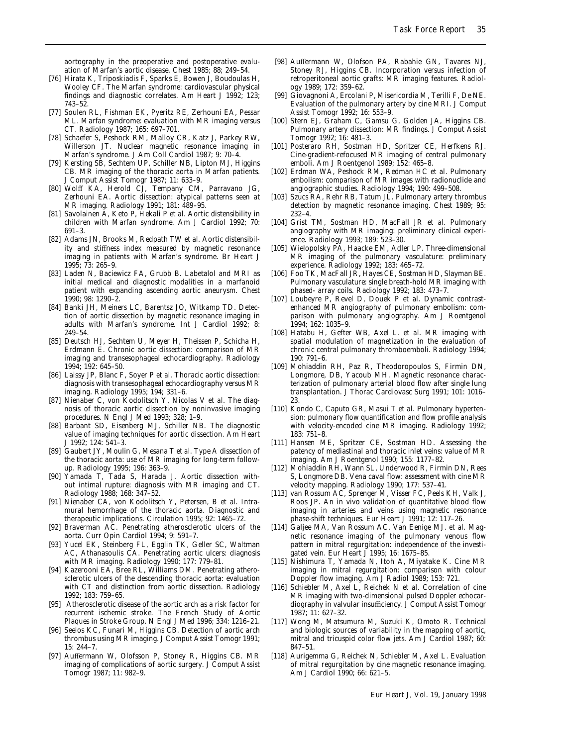aortography in the preoperative and postoperative evaluation of Marfan's aortic disease. Chest 1985; 88; 249–54.

[76] Hirata K, Triposkiadis F, Sparks E, Bowen J, Boudoulas H, Wooley CF. The Marfan syndrome: cardiovascular physical findings and diagnostic correlates. Am Heart J 1992; 123; 743–52.

[77] Soulen RL, Fishman EK, Pyeritz RE, Zerhouni EA, Pessar ML. Marfan syndrome: evaluation with MR imaging versus CT. Radiology 1987; 165: 697–701.

[78] Schaefer S, Peshock RM, Malloy CR, Katz J, Parkey RW, Willerson JT. Nuclear magnetic resonance imaging in Marfan's syndrome. J Am Coll Cardiol 1987; 9: 70–4.

[79] Kersting SB, Sechtem UP, Schiller NB, Lipton MJ, Higgins CB. MR imaging of the thoracic aorta in Marfan patients. J Comput Assist Tomogr 1987; 11: 633–9.

[80] Wolff KA, Herold CJ, Tempany CM, Parravano JG, Zerhouni EA. Aortic dissection: atypical patterns seen at MR imaging. Radiology 1991; 181: 489–95.

[81] Savolainen A, Keto P, Hekali P *et al*. Aortic distensibility in children with Marfan syndrome. Am J Cardiol 1992; 70: 691–3.

[82] Adams JN, Brooks M, Redpath TW *et al*. Aortic distensibility and stiffness index measured by magnetic resonance imaging in patients with Marfan's syndrome. Br Heart J 1995; 73: 265–9.

[83] Laden N, Baciewicz FA, Grubb B. Labetalol and MRI as initial medical and diagnostic modalities in a marfanoid patient with expanding ascending aortic aneurysm. Chest 1990; 98: 1290–2.

[84] Banki JH, Meiners LC, Barentsz JO, Witkamp TD. Detection of aortic dissection by magnetic resonance imaging in adults with Marfan's syndrome. Int J Cardiol 1992; 8: 249–54.

[85] Deutsch HJ, Sechtem U, Meyer H, Theissen P, Schicha H, Erdmann E. Chronic aortic dissection: comparison of MR imaging and transesophageal echocardiography. Radiology 1994; 192: 645–50.

[86] Laissy JP, Blanc F, Soyer P *et al*. Thoracic aortic dissection: diagnosis with transesophageal echocardiography versus MR imaging. Radiology 1995; 194; 331–6.

[87] Nienaber C, von Kodolitsch Y, Nicolas V *et al*. The diagnosis of thoracic aortic dissection by noninvasive imaging procedures. N Engl J Med 1993; 328; 1–9.

[88] Barbant SD, Eisenberg MJ, Schiller NB. The diagnostic value of imaging techniques for aortic dissection. Am Heart J 1992; 124: 541–3.

[89] Gaubert JY, Moulin G, Mesana T *et al*. Type A dissection of the thoracic aorta: use of MR imaging for long-term follow-up. Radiology 1995; 196: 363–9.

[90] Yamada T, Tada S, Harada J. Aortic dissection without intimal rupture: diagnosis with MR imaging and CT. Radiology 1988; 168: 347–52.

[91] Nienaber CA, von Kodolitsch Y, Petersen, B *et al*. Intramural hemorrhage of the thoracic aorta. Diagnostic and therapeutic implications. Circulation 1995; 92: 1465–72.

[92] Braverman AC. Penetrating atherosclerotic ulcers of the aorta. Curr Opin Cardiol 1994; 9: 591–7.

[93] Yucel EK, Steinberg FL, Egglin TK, Geller SC, Waltman AC, Athanasoulis CA. Penetrating aortic ulcers: diagnosis with MR imaging. Radiology 1990; 177: 779–81.

[94] Kazerooni EA, Bree RL, Williams DM. Penetrating atherosclerotic ulcers of the descending thoracic aorta: evaluation with CT and distinction from aortic dissection. Radiology 1992; 183: 759–65.

[95] Atherosclerotic disease of the aortic arch as a risk factor for recurrent ischemic stroke. The French Study of Aortic Plaques in Stroke Group. N Engl J Med 1996; 334: 1216–21.

[96] Seelos KC, Funari M, Higgins CB. Detection of aortic arch thrombus using MR imaging. J Comput Assist Tomogr 1991; 15: 244–7.

[97] Auffermann W, Olofsson P, Stoney R, Higgins CB. MR imaging of complications of aortic surgery. J Comput Assist Tomogr 1987; 11: 982–9.

[98] Auffermann W, Olofson PA, Rabahie GN, Tavares NJ, Stoney RJ, Higgins CB. Incorporation versus infection of retroperitoneal aortic grafts: MR imaging features. Radiology 1989; 172: 359–62.

[99] Giovagnoni A, Ercolani P, Misericordia M, Terilli F, De NE. Evaluation of the pulmonary artery by cine MRI. J Comput Assist Tomogr 1992; 16: 553–9.

[100] Stern EJ, Graham C, Gamsu G, Golden JA, Higgins CB. Pulmonary artery dissection: MR findings. J Comput Assist Tomogr 1992; 16: 481–3.

[101] Posteraro RH, Sostman HD, Spritzer CE, Herfkens RJ. Cine-gradient-refocused MR imaging of central pulmonary emboli. Am J Roentgenol 1989; 152: 465–8.

[102] Erdman WA, Peshock RM, Redman HC *et al*. Pulmonary embolism: comparison of MR images with radionuclide and angiographic studies. Radiology 1994; 190: 499–508.

[103] Szucs RA, Rehr RB, Tatum JL. Pulmonary artery thrombus detection by magnetic resonance imaging. Chest 1989; 95: 232–4.

[104] Grist TM, Sostman HD, MacFall JR *et al*. Pulmonary angiography with MR imaging: preliminary clinical experience. Radiology 1993; 189: 523–30.

[105] Wielopolsky PA, Haacke EM, Adler LP. Three-dimensional MR imaging of the pulmonary vasculature: preliminary experience. Radiology 1992; 183: 465–72.

[106] Foo TK, MacFall JR, Hayes CE, Sostman HD, Slayman BE. Pulmonary vasculature: single breath-hold MR imaging with phased- array coils. Radiology 1992; 183: 473–7.

[107] Loubeyre P, Revel D, Douek P *et al*. Dynamic contrast-enhanced MR angiography of pulmonary embolism: comparison with pulmonary angiography. Am J Roentgenol 1994; 162: 1035–9.

[108] Hatabu H, Gefter WB, Axel L. *et al*. MR imaging with spatial modulation of magnetization in the evaluation of chronic central pulmonary thromboemboli. Radiology 1994; 190: 791–6.

[109] Mohiaddin RH, Paz R, Theodoropoulos S, Firmin DN, Longmore, DB, Yacoub MH. Magnetic resonance characterization of pulmonary arterial blood flow after single lung transplantation. J Thorac Cardiovasc Surg 1991; 101: 1016–23.

[110] Kondo C, Caputo GR, Masui T *et al*. Pulmonary hypertension: pulmonary flow quantification and flow profile analysis with velocity-encoded cine MR imaging. Radiology 1992; 183: 751–8.

[111] Hansen ME, Spritzer CE, Sostman HD. Assessing the patency of mediastinal and thoracic inlet veins: value of MR imaging. Am J Roentgenol 1990; 155: 1177–82.

[112] Mohiaddin RH, Wann SL, Underwood R, Firmin DN, Rees S, Longmore DB. Vena caval flow: assessment with cine MR velocity mapping. Radiology 1990; 177: 537–41.

[113] van Rossum AC, Sprenger M, Visser FC, Peels KH, Valk J, Roos JP. An in vivo validation of quantitative blood flow imaging in arteries and veins using magnetic resonance phase-shift techniques. Eur Heart J 1991; 12: 117–26.

[114] Galjee MA, Van Rossum AC, Van Eenige MJ. *et al*. Magnetic resonance imaging of the pulmonary venous flow pattern in mitral regurgitation: independence of the investigated vein. Eur Heart J 1995; 16: 1675–85.

[115] Nishimura T, Yamada N, Itoh A, Miyatake K. Cine MR imaging in mitral regurgitation: comparison with colour Doppler flow imaging. Am J Radiol 1989; 153: 721.

[116] Schiebler M, Axel L, Reichek N *et al*. Correlation of cine MR imaging with two-dimensional pulsed Doppler echocardiography in valvular insufficiency. J Comput Assist Tomogr 1987; 11: 627–32.

[117] Wong M, Matsumura M, Suzuki K, Omoto R. Technical and biologic sources of variability in the mapping of aortic, mitral and tricuspid color flow jets. Am J Cardiol 1987; 60: 847–51.

[118] Aurigemma G, Reichek N, Schiebler M, Axel L. Evaluation of mitral regurgitation by cine magnetic resonance imaging. Am J Cardiol 1990; 66: 621–5.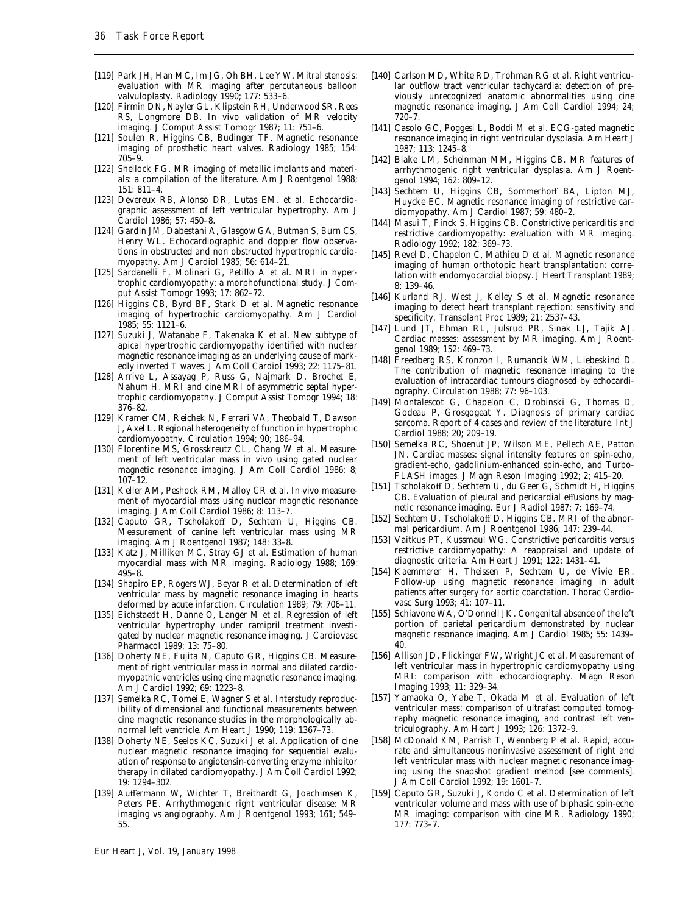[119] Park JH, Han MC, Im JG, Oh BH, Lee YW. Mitral stenosis: evaluation with MR imaging after percutaneous balloon valvuloplasty. Radiology 1990; 177: 533–6.

[120] Firmin DN, Nayler GL, Klipstein RH, Underwood SR, Rees RS, Longmore DB. In vivo validation of MR velocity imaging. J Comput Assist Tomogr 1987; 11: 751–6.

[121] Soulen R, Higgins CB, Budinger TF. Magnetic resonance imaging of prosthetic heart valves. Radiology 1985; 154: 705–9.

[122] Shellock FG. MR imaging of metallic implants and materials: a compilation of the literature. Am J Roentgenol 1988; 151: 811–4.

[123] Devereux RB, Alonso DR, Lutas EM. *et al.* Echocardiographic assessment of left ventricular hypertrophy. Am J Cardiol 1986; 57: 450–8.

[124] Gardin JM, Dabestani A, Glasgow GA, Butman S, Burn CS, Henry WL. Echocardiographic and doppler flow observations in obstructed and non obstructed hypertrophic cardiomyopathy. Am J Cardiol 1985; 56: 614–21.

[125] Sardanelli F, Molinari G, Petillo A *et al.* MRI in hypertrophic cardiomyopathy: a morphofunctional study. J Comput Assist Tomogr 1993; 17: 862–72.

[126] Higgins CB, Byrd BF, Stark D *et al.* Magnetic resonance imaging of hypertrophic cardiomyopathy. Am J Cardiol 1985; 55: 1121–6.

[127] Suzuki J, Watanabe F, Takenaka K *et al.* New subtype of apical hypertrophic cardiomyopathy identified with nuclear magnetic resonance imaging as an underlying cause of markedly inverted T waves. J Am Coll Cardiol 1993; 22: 1175–81.

[128] Arrive L, Assayag P, Russ G, Najmark D, Brochet E, Nahum H. MRI and cine MRI of asymmetric septal hypertrophic cardiomyopathy. J Comput Assist Tomogr 1994; 18: 376–82.

[129] Kramer CM, Reichek N, Ferrari VA, Theobald T, Dawson J, Axel L. Regional heterogeneity of function in hypertrophic cardiomyopathy. Circulation 1994; 90; 186–94.

[130] Florentine MS, Grosskreutz CL, Chang W *et al.* Measurement of left ventricular mass in vivo using gated nuclear magnetic resonance imaging. J Am Coll Cardiol 1986; 8; 107–12.

[131] Keller AM, Peshock RM, Malloy CR *et al.* In vivo measurement of myocardial mass using nuclear magnetic resonance imaging. J Am Coll Cardiol 1986; 8: 113–7.

[132] Caputo GR, Tscholakoff D, Sechtem U, Higgins CB. Measurement of canine left ventricular mass using MR imaging. Am J Roentgenol 1987; 148: 33–8.

[133] Katz J, Milliken MC, Stray GJ *et al.* Estimation of human myocardial mass with MR imaging. Radiology 1988; 169: 495–8.

[134] Shapiro EP, Rogers WJ, Beyar R *et al.* Determination of left ventricular mass by magnetic resonance imaging in hearts deformed by acute infarction. Circulation 1989; 79: 706–11.

[135] Eichstaedt H, Danne O, Langer M *et al.* Regression of left ventricular hypertrophy under ramipril treatment investigated by nuclear magnetic resonance imaging. J Cardiovasc Pharmacol 1989; 13: 75–80.

[136] Doherty NE, Fujita N, Caputo GR, Higgins CB. Measurement of right ventricular mass in normal and dilated cardiomyopathic ventricles using cine magnetic resonance imaging. Am J Cardiol 1992; 69: 1223–8.

[137] Semelka RC, Tomei E, Wagner S *et al.* Interstudy reproducibility of dimensional and functional measurements between cine magnetic resonance studies in the morphologically abnormal left ventricle. Am Heart J 1990; 119: 1367–73.

[138] Doherty NE, Seelos KC, Suzuki J *et al.* Application of cine nuclear magnetic resonance imaging for sequential evaluation of response to angiotensin-converting enzyme inhibitor therapy in dilated cardiomyopathy. J Am Coll Cardiol 1992; 19: 1294–302.

[139] Auffermann W, Wichter T, Breithardt G, Joachimsen K, Peters PE. Arrhythmogenic right ventricular disease: MR imaging vs angiography. Am J Roentgenol 1993; 161; 549–55.

[140] Carlson MD, White RD, Trohman RG *et al.* Right ventricular outflow tract ventricular tachycardia: detection of previously unrecognized anatomic abnormalities using cine magnetic resonance imaging. J Am Coll Cardiol 1994; 24; 720–7.

[141] Casolo GC, Poggesi L, Boddi M *et al.* ECG-gated magnetic resonance imaging in right ventricular dysplasia. Am Heart J 1987; 113: 1245–8.

[142] Blake LM, Scheinman MM, Higgins CB. MR features of arrhythmogenic right ventricular dysplasia. Am J Roentgenol 1994; 162: 809–12.

[143] Sechtem U, Higgins CB, Sommerhoff BA, Lipton MJ, Huycke EC. Magnetic resonance imaging of restrictive cardiomyopathy. Am J Cardiol 1987; 59: 480–2.

[144] Masui T, Finck S, Higgins CB. Constrictive pericarditis and restrictive cardiomyopathy: evaluation with MR imaging. Radiology 1992; 182: 369–73.

[145] Revel D, Chapelon C, Mathieu D *et al.* Magnetic resonance imaging of human orthotopic heart transplantation: correlation with endomyocardial biopsy. J Heart Transplant 1989; 8: 139–46.

[146] Kurland RJ, West J, Kelley S *et al.* Magnetic resonance imaging to detect heart transplant rejection: sensitivity and specificity. Transplant Proc 1989; 21: 2537–43.

[147] Lund JT, Ehman RL, Julsrud PR, Sinak LJ, Tajik AJ. Cardiac masses: assessment by MR imaging. Am J Roentgenol 1989; 152: 469–73.

[148] Freedberg RS, Kronzon I, Rumancik WM, Liebeskind D. The contribution of magnetic resonance imaging to the evaluation of intracardiac tumours diagnosed by echocardiography. Circulation 1988; 77: 96–103.

[149] Montalescot G, Chapelon C, Drobinski G, Thomas D, Godeau P, Grosgogeat Y. Diagnosis of primary cardiac sarcoma. Report of 4 cases and review of the literature. Int J Cardiol 1988; 20; 209–19.

[150] Semelka RC, Shoenut JP, Wilson ME, Pellech AE, Patton JN. Cardiac masses: signal intensity features on spin-echo, gradient-echo, gadolinium-enhanced spin-echo, and Turbo-FLASH images. J Magn Reson Imaging 1992; 2; 415–20.

[151] Tscholakoff D, Sechtem U, du Geer G, Schmidt H, Higgins CB. Evaluation of pleural and pericardial effusions by magnetic resonance imaging. Eur J Radiol 1987; 7: 169–74.

[152] Sechtem U, Tscholakoff D, Higgins CB. MRI of the abnormal pericardium. Am J Roentgenol 1986; 147: 239–44.

[153] Vaitkus PT, Kussmaul WG. Constrictive pericarditis versus restrictive cardiomyopathy: A reappraisal and update of diagnostic criteria. Am Heart J 1991; 122: 1431–41.

[154] Kaemmerer H, Theissen P, Sechtem U, de Vivie ER. Follow-up using magnetic resonance imaging in adult patients after surgery for aortic coarctation. Thorac Cardiovasc Surg 1993; 41: 107–11.

[155] Schiavone WA, O'Donnell JK. Congenital absence of the left portion of parietal pericardium demonstrated by nuclear magnetic resonance imaging. Am J Cardiol 1985; 55: 1439–40.

[156] Allison JD, Flickinger FW, Wright JC *et al.* Measurement of left ventricular mass in hypertrophic cardiomyopathy using MRI: comparison with echocardiography. Magn Reson Imaging 1993; 11: 329–34.

[157] Yamaoka O, Yabe T, Okada M *et al.* Evaluation of left ventricular mass: comparison of ultrafast computed tomography magnetic resonance imaging, and contrast left ventriculography. Am Heart J 1993; 126: 1372–9.

[158] McDonald KM, Parrish T, Wennberg P *et al.* Rapid, accurate and simultaneous noninvasive assessment of right and left ventricular mass with nuclear magnetic resonance imaging using the snapshot gradient method [see comments]. J Am Coll Cardiol 1992; 19: 1601–7.

[159] Caputo GR, Suzuki J, Kondo C *et al.* Determination of left ventricular volume and mass with use of biphasic spin-echo MR imaging: comparison with cine MR. Radiology 1990; 177: 773–7.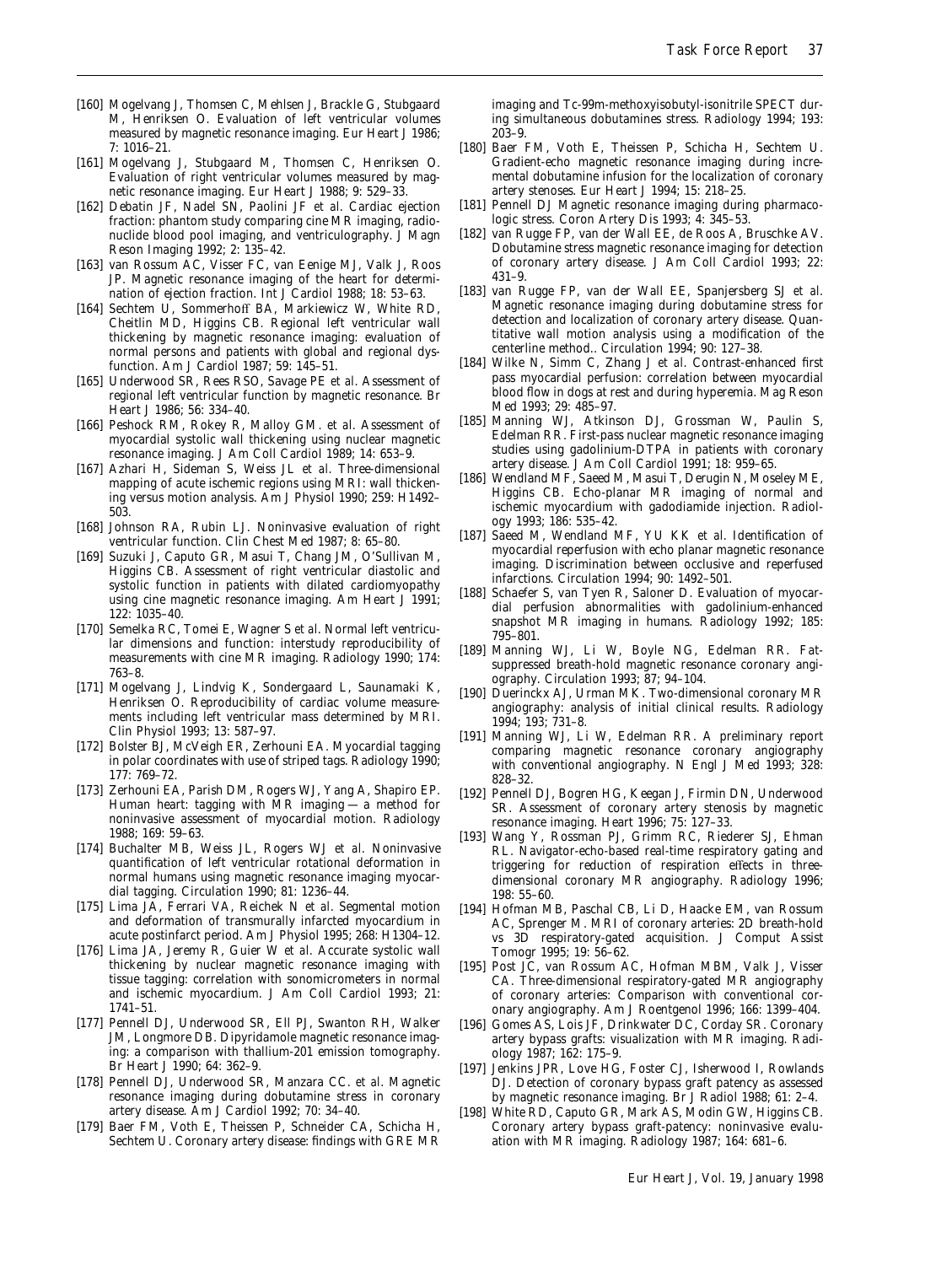[160] Mogelvang J, Thomsen C, Mehlsen J, Brackle G, Stubgaard M, Henriksen O. Evaluation of left ventricular volumes measured by magnetic resonance imaging. Eur Heart J 1986; 7: 1016–21.

[161] Mogelvang J, Stubgaard M, Thomsen C, Henriksen O. Evaluation of right ventricular volumes measured by magnetic resonance imaging. Eur Heart J 1988; 9: 529–33.

[162] Debatin JF, Nadel SN, Paolini JF et al. Cardiac ejection fraction: phantom study comparing cine MR imaging, radionuclide blood pool imaging, and ventriculography. J Magn Reson Imaging 1992; 2: 135–42.

[163] van Rossum AC, Visser FC, van Eenige MJ, Valk J, Roos JP. Magnetic resonance imaging of the heart for determination of ejection fraction. Int J Cardiol 1988; 18: 53–63.

[164] Sechtem U, Sommerhoff BA, Markiewicz W, White RD, Cheitlin MD, Higgins CB. Regional left ventricular wall thickening by magnetic resonance imaging: evaluation of normal persons and patients with global and regional dysfunction. Am J Cardiol 1987; 59: 145–51.

[165] Underwood SR, Rees RSO, Savage PE et al. Assessment of regional left ventricular function by magnetic resonance. Br Heart J 1986; 56: 334–40.

[166] Peshock RM, Rokey R, Malloy GM. et al. Assessment of myocardial systolic wall thickening using nuclear magnetic resonance imaging. J Am Coll Cardiol 1989; 14: 653–9.

[167] Azhari H, Sideman S, Weiss JL et al. Three-dimensional mapping of acute ischemic regions using MRI: wall thickening versus motion analysis. Am J Physiol 1990; 259: H1492–503.

[168] Johnson RA, Rubin LJ. Noninvasive evaluation of right ventricular function. Clin Chest Med 1987; 8: 65–80.

[169] Suzuki J, Caputo GR, Masui T, Chang JM, O'Sullivan M, Higgins CB. Assessment of right ventricular diastolic and systolic function in patients with dilated cardiomyopathy using cine magnetic resonance imaging. Am Heart J 1991; 122: 1035–40.

[170] Semelka RC, Tomei E, Wagner S et al. Normal left ventricular dimensions and function: interstudy reproducibility of measurements with cine MR imaging. Radiology 1990; 174: 763–8.

[171] Mogelvang J, Lindvig K, Sondergaard L, Saunamaki K, Henriksen O. Reproducibility of cardiac volume measurements including left ventricular mass determined by MRI. Clin Physiol 1993; 13: 587–97.

[172] Bolster BJ, McVeigh ER, Zerhouni EA. Myocardial tagging in polar coordinates with use of striped tags. Radiology 1990; 177: 769–72.

[173] Zerhouni EA, Parish DM, Rogers WJ, Yang A, Shapiro EP. Human heart: tagging with MR imaging — a method for noninvasive assessment of myocardial motion. Radiology 1988; 169: 59–63.

[174] Buchalter MB, Weiss JL, Rogers WJ et al. Noninvasive quantification of left ventricular rotational deformation in normal humans using magnetic resonance imaging myocardial tagging. Circulation 1990; 81: 1236–44.

[175] Lima JA, Ferrari VA, Reichek N et al. Segmental motion and deformation of transmurally infarcted myocardium in acute postinfarct period. Am J Physiol 1995; 268: H1304–12.

[176] Lima JA, Jeremy R, Guier W et al. Accurate systolic wall thickening by nuclear magnetic resonance imaging with tissue tagging: correlation with sonomicrometers in normal and ischemic myocardium. J Am Coll Cardiol 1993; 21: 1741–51.

[177] Pennell DJ, Underwood SR, Ell PJ, Swanton RH, Walker JM, Longmore DB. Dipyridamole magnetic resonance imaging: a comparison with thallium-201 emission tomography. Br Heart J 1990; 64: 362–9.

[178] Pennell DJ, Underwood SR, Manzara CC. et al. Magnetic resonance imaging during dobutamine stress in coronary artery disease. Am J Cardiol 1992; 70: 34–40.

[179] Baer FM, Voth E, Theissen P, Schneider CA, Schicha H, Sechtem U. Coronary artery disease: findings with GRE MR imaging and Tc-99m-methoxyisobutyl-isonitrile SPECT during simultaneous dobutamines stress. Radiology 1994; 193: 203–9.

[180] Baer FM, Voth E, Theissen P, Schicha H, Sechtem U. Gradient-echo magnetic resonance imaging during incremental dobutamine infusion for the localization of coronary artery stenoses. Eur Heart J 1994; 15: 218–25.

[181] Pennell DJ Magnetic resonance imaging during pharmacologic stress. Coron Artery Dis 1993; 4: 345–53.

[182] van Rugge FP, van der Wall EE, de Roos A, Bruschke AV. Dobutamine stress magnetic resonance imaging for detection of coronary artery disease. J Am Coll Cardiol 1993; 22: 431–9.

[183] van Rugge FP, van der Wall EE, Spanjersberg SJ et al. Magnetic resonance imaging during dobutamine stress for detection and localization of coronary artery disease. Quantitative wall motion analysis using a modification of the centerline method.. Circulation 1994; 90: 127–38.

[184] Wilke N, Simm C, Zhang J et al. Contrast-enhanced first pass myocardial perfusion: correlation between myocardial blood flow in dogs at rest and during hyperemia. Mag Reson Med 1993; 29: 485–97.

[185] Manning WJ, Atkinson DJ, Grossman W, Paulin S, Edelman RR. First-pass nuclear magnetic resonance imaging studies using gadolinium-DTPA in patients with coronary artery disease. J Am Coll Cardiol 1991; 18: 959–65.

[186] Wendland MF, Saeed M, Masui T, Derugin N, Moseley ME, Higgins CB. Echo-planar MR imaging of normal and ischemic myocardium with gadodiamide injection. Radiology 1993; 186: 535–42.

[187] Saeed M, Wendland MF, YU KK et al. Identification of myocardial reperfusion with echo planar magnetic resonance imaging. Discrimination between occlusive and reperfused infarctions. Circulation 1994; 90: 1492–501.

[188] Schaefer S, van Tyen R, Saloner D. Evaluation of myocardial perfusion abnormalities with gadolinium-enhanced snapshot MR imaging in humans. Radiology 1992; 185: 795–801.

[189] Manning WJ, Li W, Boyle NG, Edelman RR. Fat-suppressed breath-hold magnetic resonance coronary angiography. Circulation 1993; 87; 94–104.

[190] Duerinckx AJ, Urman MK. Two-dimensional coronary MR angiography: analysis of initial clinical results. Radiology 1994; 193; 731–8.

[191] Manning WJ, Li W, Edelman RR. A preliminary report comparing magnetic resonance coronary angiography with conventional angiography. N Engl J Med 1993; 328: 828–32.

[192] Pennell DJ, Bogren HG, Keegan J, Firmin DN, Underwood SR. Assessment of coronary artery stenosis by magnetic resonance imaging. Heart 1996; 75: 127–33.

[193] Wang Y, Rossman PJ, Grimm RC, Riederer SJ, Ehman RL. Navigator-echo-based real-time respiratory gating and triggering for reduction of respiration effects in three-dimensional coronary MR angiography. Radiology 1996; 198: 55–60.

[194] Hofman MB, Paschal CB, Li D, Haacke EM, van Rossum AC, Sprenger M. MRI of coronary arteries: 2D breath-hold vs 3D respiratory-gated acquisition. J Comput Assist Tomogr 1995; 19: 56–62.

[195] Post JC, van Rossum AC, Hofman MBM, Valk J, Visser CA. Three-dimensional respiratory-gated MR angiography of coronary arteries: Comparison with conventional coronary angiography. Am J Roentgenol 1996; 166: 1399–404.

[196] Gomes AS, Lois JF, Drinkwater DC, Corday SR. Coronary artery bypass grafts: visualization with MR imaging. Radiology 1987; 162: 175–9.

[197] Jenkins JPR, Love HG, Foster CJ, Isherwood I, Rowlands DJ. Detection of coronary bypass graft patency as assessed by magnetic resonance imaging. Br J Radiol 1988; 61: 2–4.

[198] White RD, Caputo GR, Mark AS, Modin GW, Higgins CB. Coronary artery bypass graft-patency: noninvasive evaluation with MR imaging. Radiology 1987; 164: 681–6.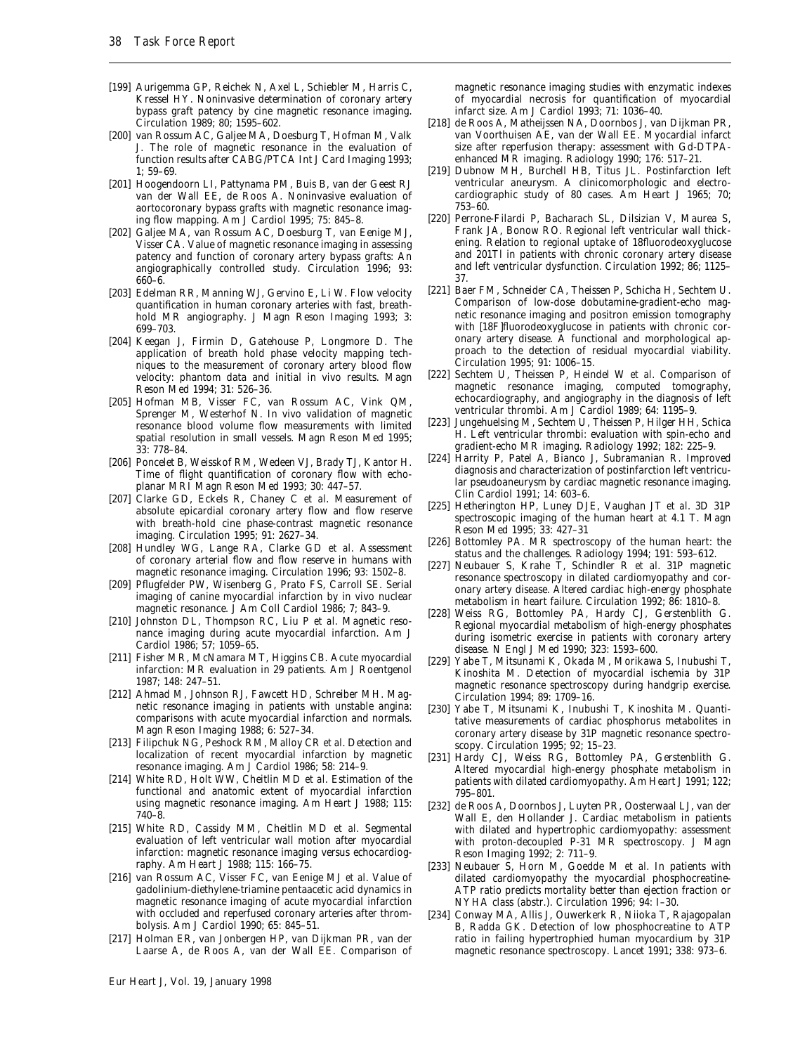[199] Aurigemma GP, Reichek N, Axel L, Schiebler M, Harris C, Kressel HY. Noninvasive determination of coronary artery bypass graft patency by cine magnetic resonance imaging. Circulation 1989; 80; 1595–602.

[200] van Rossum AC, Galjee MA, Doesburg T, Hofman M, Valk J. The role of magnetic resonance in the evaluation of function results after CABG/PTCA Int J Card Imaging 1993; 1; 59–69.

[201] Hoogendoorn LI, Pattynama PM, Buis B, van der Geest RJ van der Wall EE, de Roos A. Noninvasive evaluation of aortocoronary bypass grafts with magnetic resonance imaging flow mapping. Am J Cardiol 1995; 75: 845–8.

[202] Galjee MA, van Rossum AC, Doesburg T, van Eenige MJ, Visser CA. Value of magnetic resonance imaging in assessing patency and function of coronary artery bypass grafts: An angiographically controlled study. Circulation 1996; 93: 660–6.

[203] Edelman RR, Manning WJ, Gervino E, Li W. Flow velocity quantification in human coronary arteries with fast, breath-hold MR angiography. J Magn Reson Imaging 1993; 3: 699–703.

[204] Keegan J, Firmin D, Gatehouse P, Longmore D. The application of breath hold phase velocity mapping techniques to the measurement of coronary artery blood flow velocity: phantom data and initial in vivo results. Magn Reson Med 1994; 31: 526–36.

[205] Hofman MB, Visser FC, van Rossum AC, Vink QM, Sprenger M, Westerhof N. In vivo validation of magnetic resonance blood volume flow measurements with limited spatial resolution in small vessels. Magn Reson Med 1995; 33: 778–84.

[206] Poncelet B, Weisskof RM, Wedeen VJ, Brady TJ, Kantor H. Time of flight quantification of coronary flow with echo-planar MRI Magn Reson Med 1993; 30: 447–57.

[207] Clarke GD, Eckels R, Chaney C *et al.* Measurement of absolute epicardial coronary artery flow and flow reserve with breath-hold cine phase-contrast magnetic resonance imaging. Circulation 1995; 91: 2627–34.

[208] Hundley WG, Lange RA, Clarke GD *et al.* Assessment of coronary arterial flow and flow reserve in humans with magnetic resonance imaging. Circulation 1996; 93: 1502–8.

[209] Pflugfelder PW, Wisenberg G, Prato FS, Carroll SE. Serial imaging of canine myocardial infarction by in vivo nuclear magnetic resonance. J Am Coll Cardiol 1986; 7; 843–9.

[210] Johnston DL, Thompson RC, Liu P *et al.* Magnetic resonance imaging during acute myocardial infarction. Am J Cardiol 1986; 57; 1059–65.

[211] Fisher MR, McNamara MT, Higgins CB. Acute myocardial infarction: MR evaluation in 29 patients. Am J Roentgenol 1987; 148: 247–51.

[212] Ahmad M, Johnson RJ, Fawcett HD, Schreiber MH. Magnetic resonance imaging in patients with unstable angina: comparisons with acute myocardial infarction and normals. Magn Reson Imaging 1988; 6: 527–34.

[213] Filipchuk NG, Peshock RM, Malloy CR *et al.* Detection and localization of recent myocardial infarction by magnetic resonance imaging. Am J Cardiol 1986; 58: 214–9.

[214] White RD, Holt WW, Cheitlin MD *et al.* Estimation of the functional and anatomic extent of myocardial infarction using magnetic resonance imaging. Am Heart J 1988; 115: 740–8.

[215] White RD, Cassidy MM, Cheitlin MD *et al.* Segmental evaluation of left ventricular wall motion after myocardial infarction: magnetic resonance imaging versus echocardiography. Am Heart J 1988; 115: 166–75.

[216] van Rossum AC, Visser FC, van Eenige MJ *et al.* Value of gadolinium-diethylene-triamine pentaacetic acid dynamics in magnetic resonance imaging of acute myocardial infarction with occluded and reperfused coronary arteries after thrombolysis. Am J Cardiol 1990; 65: 845–51.

[217] Holman ER, van Jonbergen HP, van Dijkman PR, van der Laarse A, de Roos A, van der Wall EE. Comparison of magnetic resonance imaging studies with enzymatic indexes of myocardial necrosis for quantification of myocardial infarct size. Am J Cardiol 1993; 71: 1036–40.

[218] de Roos A, Matheijssen NA, Doornbos J, van Dijkman PR, van Voorthuisen AE, van der Wall EE. Myocardial infarct size after reperfusion therapy: assessment with Gd-DTPA-enhanced MR imaging. Radiology 1990; 176: 517–21.

[219] Dubnow MH, Burchell HB, Titus JL. Postinfarction left ventricular aneurysm. A clinicomorphologic and electrocardiographic study of 80 cases. Am Heart J 1965; 70; 753–60.

[220] Perrone-Filardi P, Bacharach SL, Dilsizian V, Maurea S, Frank JA, Bonow RO. Regional left ventricular wall thickening. Relation to regional uptake of 18fluorodeoxyglucose and 201Tl in patients with chronic coronary artery disease and left ventricular dysfunction. Circulation 1992; 86; 1125–37.

[221] Baer FM, Schneider CA, Theissen P, Schicha H, Sechtem U. Comparison of low-dose dobutamine-gradient-echo magnetic resonance imaging and positron emission tomography with [18F]fluorodeoxyglucose in patients with chronic coronary artery disease. A functional and morphological approach to the detection of residual myocardial viability. Circulation 1995; 91: 1006–15.

[222] Sechtem U, Theissen P, Heindel W *et al.* Comparison of magnetic resonance imaging, computed tomography, echocardiography, and angiography in the diagnosis of left ventricular thrombi. Am J Cardiol 1989; 64: 1195–9.

[223] Jungehuelsing M, Sechtem U, Theissen P, Hilger HH, Schica H. Left ventricular thrombi: evaluation with spin-echo and gradient-echo MR imaging. Radiology 1992; 182: 225–9.

[224] Harrity P, Patel A, Bianco J, Subramanian R. Improved diagnosis and characterization of postinfarction left ventricular pseudoaneurysm by cardiac magnetic resonance imaging. Clin Cardiol 1991; 14: 603–6.

[225] Hetherington HP, Luney DJE, Vaughan JT *et al.* 3D 31P spectroscopic imaging of the human heart at 4.1 T. Magn Reson Med 1995; 33: 427–31

[226] Bottomley PA. MR spectroscopy of the human heart: the status and the challenges. Radiology 1994; 191: 593–612.

[227] Neubauer S, Krahe T, Schindler R *et al.* 31P magnetic resonance spectroscopy in dilated cardiomyopathy and coronary artery disease. Altered cardiac high-energy phosphate metabolism in heart failure. Circulation 1992; 86: 1810–8.

[228] Weiss RG, Bottomley PA, Hardy CJ, Gerstenblith G. Regional myocardial metabolism of high-energy phosphates during isometric exercise in patients with coronary artery disease. N Engl J Med 1990; 323: 1593–600.

[229] Yabe T, Mitsunami K, Okada M, Morikawa S, Inubushi T, Kinoshita M. Detection of myocardial ischemia by 31P magnetic resonance spectroscopy during handgrip exercise. Circulation 1994; 89: 1709–16.

[230] Yabe T, Mitsunami K, Inubushi T, Kinoshita M. Quantitative measurements of cardiac phosphorus metabolites in coronary artery disease by 31P magnetic resonance spectroscopy. Circulation 1995; 92; 15–23.

[231] Hardy CJ, Weiss RG, Bottomley PA, Gerstenblith G. Altered myocardial high-energy phosphate metabolism in patients with dilated cardiomyopathy. Am Heart J 1991; 122; 795–801.

[232] de Roos A, Doornbos J, Luyten PR, Oosterwaal LJ, van der Wall E, den Hollander J. Cardiac metabolism in patients with dilated and hypertrophic cardiomyopathy: assessment with proton-decoupled P-31 MR spectroscopy. J Magn Reson Imaging 1992; 2: 711–9.

[233] Neubauer S, Horn M, Goedde M *et al.* In patients with dilated cardiomyopathy the myocardial phosphocreatine-ATP ratio predicts mortality better than ejection fraction or NYHA class (abstr.). Circulation 1996; 94: I–30.

[234] Conway MA, Allis J, Ouwerkerk R, Niioka T, Rajagopalan B, Radda GK. Detection of low phosphocreatine to ATP ratio in failing hypertrophied human myocardium by 31P magnetic resonance spectroscopy. Lancet 1991; 338: 973–6.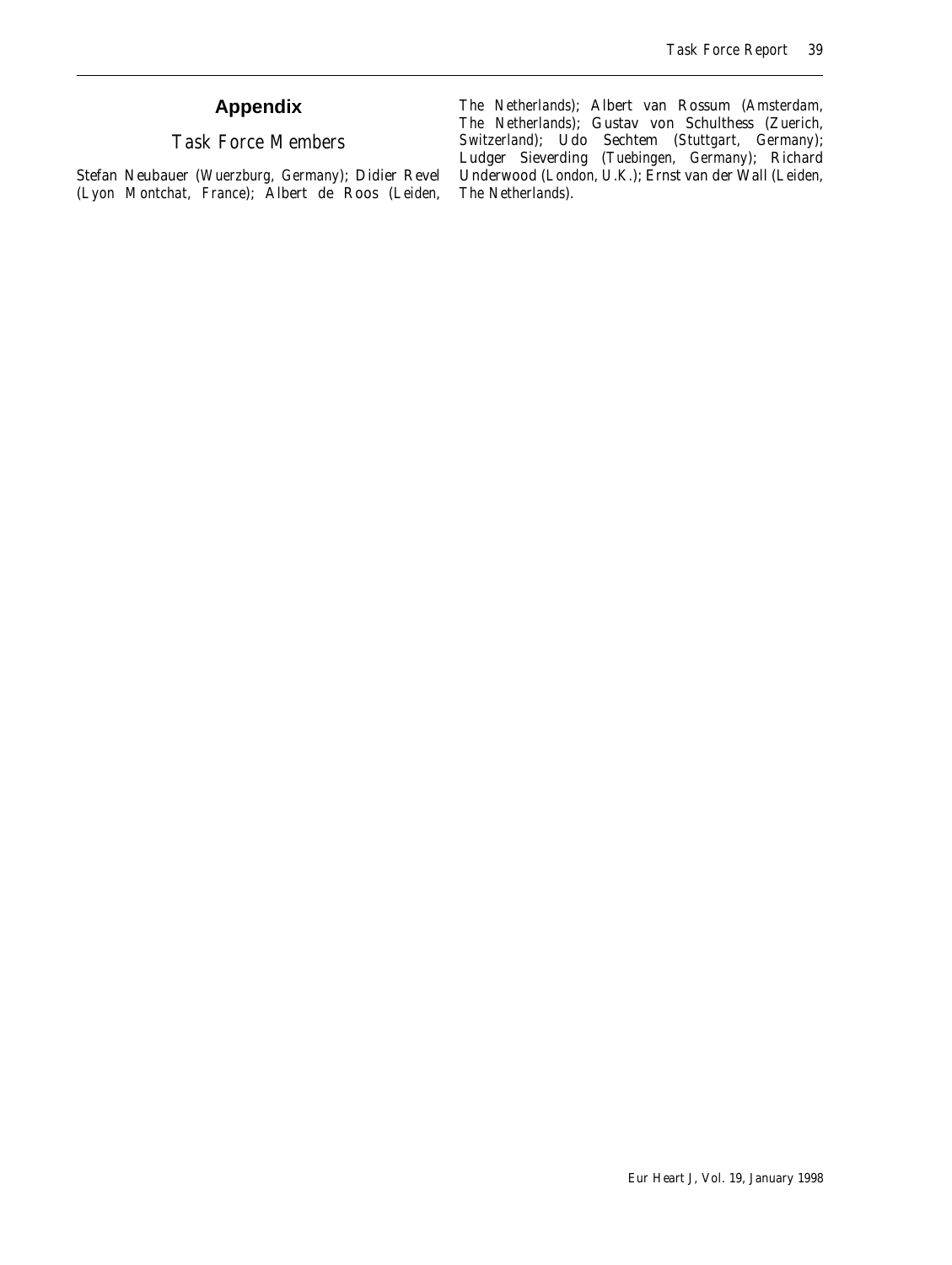# Appendix

## Task Force Members

Stefan Neubauer (*Wuerzburg, Germany*); Didier Revel (*Lyon Montchat, France*); Albert de Roos (*Leiden, The Netherlands*); Albert van Rossum (*Amsterdam, The Netherlands*); Gustav von Schulthess (*Zuerich, Switzerland*); Udo Sechtem (*Stuttgart, Germany*); Ludger Sieverding (*Tuebingen, Germany*); Richard Underwood (*London, U.K.*); Ernst van der Wall (*Leiden, The Netherlands*).